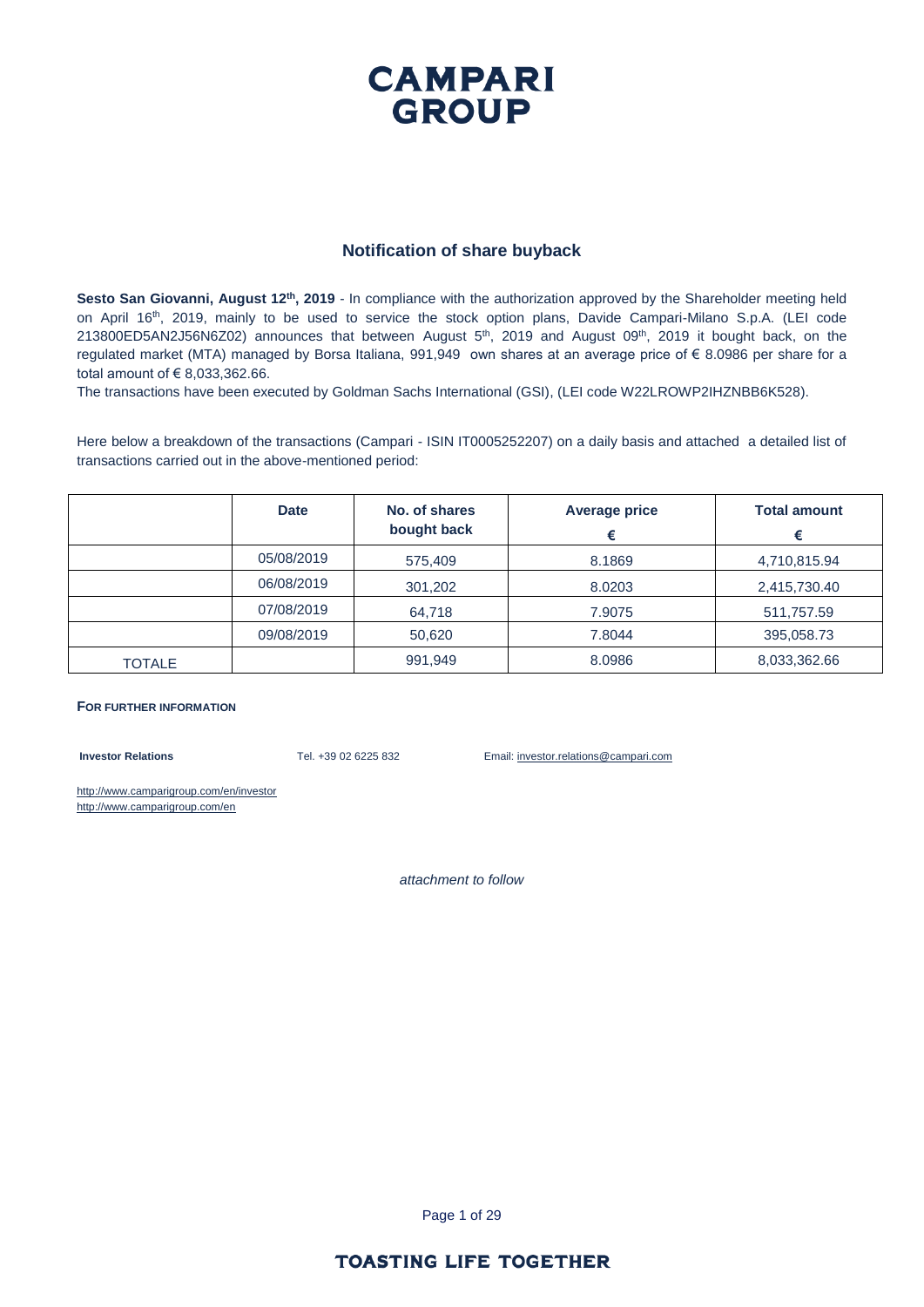# CAMPARI GROUP

## Notification of share buyback

**Sesto San Giovanni, August 12th, 2019** - In compliance with the authorization approved by the Shareholder meeting held on April 16th, 2019, mainly to be used to service the stock option plans, Davide Campari-Milano S.p.A. (LEI code 213800ED5AN2J56N6Z02) announces that between August 5th, 2019 and August 09th, 2019 it bought back, on the regulated market (MTA) managed by Borsa Italiana, 991,949 own shares at an average price of € 8.0986 per share for a total amount of € 8,033,362.66.

The transactions have been executed by Goldman Sachs International (GSI), (LEI code W22LROWP2IHZNBB6K528).

Here below a breakdown of the transactions (Campari - ISIN IT0005252207) on a daily basis and attached a detailed list of transactions carried out in the above-mentioned period:

| | Date | No. of shares bought back | Average price € | Total amount € |
|---|---|---|---|---|
| | 05/08/2019 | 575,409 | 8.1869 | 4,710,815.94 |
| | 06/08/2019 | 301,202 | 8.0203 | 2,415,730.40 |
| | 07/08/2019 | 64,718 | 7.9075 | 511,757.59 |
| | 09/08/2019 | 50,620 | 7.8044 | 395,058.73 |
| TOTALE | | 991,949 | 8.0986 | 8,033,362.66 |

**FOR FURTHER INFORMATION**

**Investor Relations** Tel. +39 02 6225 832 Email: investor.relations@campari.com

http://www.camparigroup.com/en/investor
http://www.camparigroup.com/en

*attachment to follow*

TOASTING LIFE TOGETHER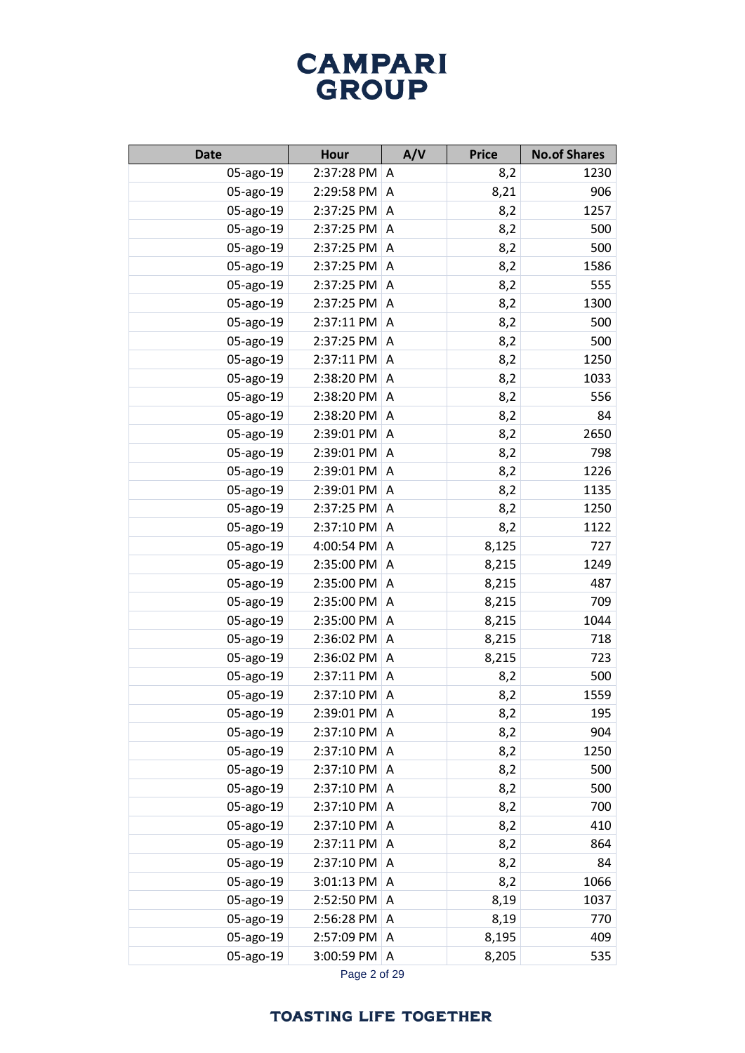# CAMPARI GROUP

| Date | Hour | A/V | Price | No.of Shares |
|---|---|---|---|---|
| 05-ago-19 | 2:37:28 PM | A | 8,2 | 1230 |
| 05-ago-19 | 2:29:58 PM | A | 8,21 | 906 |
| 05-ago-19 | 2:37:25 PM | A | 8,2 | 1257 |
| 05-ago-19 | 2:37:25 PM | A | 8,2 | 500 |
| 05-ago-19 | 2:37:25 PM | A | 8,2 | 500 |
| 05-ago-19 | 2:37:25 PM | A | 8,2 | 1586 |
| 05-ago-19 | 2:37:25 PM | A | 8,2 | 555 |
| 05-ago-19 | 2:37:25 PM | A | 8,2 | 1300 |
| 05-ago-19 | 2:37:11 PM | A | 8,2 | 500 |
| 05-ago-19 | 2:37:25 PM | A | 8,2 | 500 |
| 05-ago-19 | 2:37:11 PM | A | 8,2 | 1250 |
| 05-ago-19 | 2:38:20 PM | A | 8,2 | 1033 |
| 05-ago-19 | 2:38:20 PM | A | 8,2 | 556 |
| 05-ago-19 | 2:38:20 PM | A | 8,2 | 84 |
| 05-ago-19 | 2:39:01 PM | A | 8,2 | 2650 |
| 05-ago-19 | 2:39:01 PM | A | 8,2 | 798 |
| 05-ago-19 | 2:39:01 PM | A | 8,2 | 1226 |
| 05-ago-19 | 2:39:01 PM | A | 8,2 | 1135 |
| 05-ago-19 | 2:37:25 PM | A | 8,2 | 1250 |
| 05-ago-19 | 2:37:10 PM | A | 8,2 | 1122 |
| 05-ago-19 | 4:00:54 PM | A | 8,125 | 727 |
| 05-ago-19 | 2:35:00 PM | A | 8,215 | 1249 |
| 05-ago-19 | 2:35:00 PM | A | 8,215 | 487 |
| 05-ago-19 | 2:35:00 PM | A | 8,215 | 709 |
| 05-ago-19 | 2:35:00 PM | A | 8,215 | 1044 |
| 05-ago-19 | 2:36:02 PM | A | 8,215 | 718 |
| 05-ago-19 | 2:36:02 PM | A | 8,215 | 723 |
| 05-ago-19 | 2:37:11 PM | A | 8,2 | 500 |
| 05-ago-19 | 2:37:10 PM | A | 8,2 | 1559 |
| 05-ago-19 | 2:39:01 PM | A | 8,2 | 195 |
| 05-ago-19 | 2:37:10 PM | A | 8,2 | 904 |
| 05-ago-19 | 2:37:10 PM | A | 8,2 | 1250 |
| 05-ago-19 | 2:37:10 PM | A | 8,2 | 500 |
| 05-ago-19 | 2:37:10 PM | A | 8,2 | 500 |
| 05-ago-19 | 2:37:10 PM | A | 8,2 | 700 |
| 05-ago-19 | 2:37:10 PM | A | 8,2 | 410 |
| 05-ago-19 | 2:37:11 PM | A | 8,2 | 864 |
| 05-ago-19 | 2:37:10 PM | A | 8,2 | 84 |
| 05-ago-19 | 3:01:13 PM | A | 8,2 | 1066 |
| 05-ago-19 | 2:52:50 PM | A | 8,19 | 1037 |
| 05-ago-19 | 2:56:28 PM | A | 8,19 | 770 |
| 05-ago-19 | 2:57:09 PM | A | 8,195 | 409 |
| 05-ago-19 | 3:00:59 PM | A | 8,205 | 535 |

TOASTING LIFE TOGETHER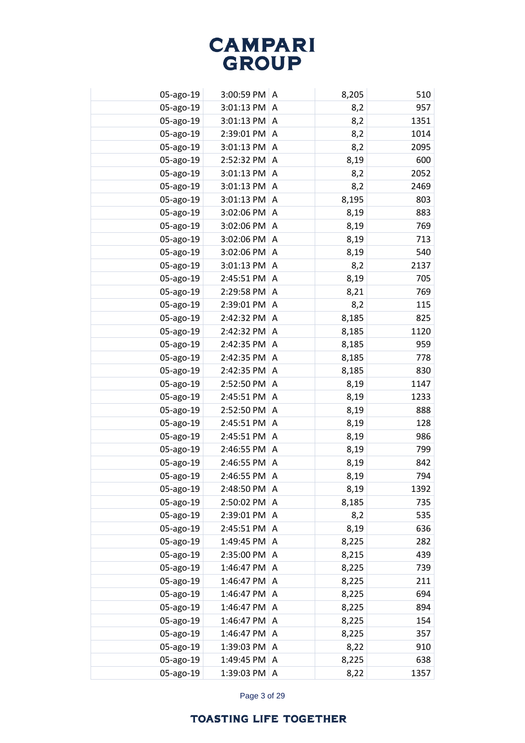| | | | | |
|---|---|---|---|---|
| 05-ago-19 | 3:00:59 PM | A | 8,205 | 510 |
| 05-ago-19 | 3:01:13 PM | A | 8,2 | 957 |
| 05-ago-19 | 3:01:13 PM | A | 8,2 | 1351 |
| 05-ago-19 | 2:39:01 PM | A | 8,2 | 1014 |
| 05-ago-19 | 3:01:13 PM | A | 8,2 | 2095 |
| 05-ago-19 | 2:52:32 PM | A | 8,19 | 600 |
| 05-ago-19 | 3:01:13 PM | A | 8,2 | 2052 |
| 05-ago-19 | 3:01:13 PM | A | 8,2 | 2469 |
| 05-ago-19 | 3:01:13 PM | A | 8,195 | 803 |
| 05-ago-19 | 3:02:06 PM | A | 8,19 | 883 |
| 05-ago-19 | 3:02:06 PM | A | 8,19 | 769 |
| 05-ago-19 | 3:02:06 PM | A | 8,19 | 713 |
| 05-ago-19 | 3:02:06 PM | A | 8,19 | 540 |
| 05-ago-19 | 3:01:13 PM | A | 8,2 | 2137 |
| 05-ago-19 | 2:45:51 PM | A | 8,19 | 705 |
| 05-ago-19 | 2:29:58 PM | A | 8,21 | 769 |
| 05-ago-19 | 2:39:01 PM | A | 8,2 | 115 |
| 05-ago-19 | 2:42:32 PM | A | 8,185 | 825 |
| 05-ago-19 | 2:42:32 PM | A | 8,185 | 1120 |
| 05-ago-19 | 2:42:35 PM | A | 8,185 | 959 |
| 05-ago-19 | 2:42:35 PM | A | 8,185 | 778 |
| 05-ago-19 | 2:42:35 PM | A | 8,185 | 830 |
| 05-ago-19 | 2:52:50 PM | A | 8,19 | 1147 |
| 05-ago-19 | 2:45:51 PM | A | 8,19 | 1233 |
| 05-ago-19 | 2:52:50 PM | A | 8,19 | 888 |
| 05-ago-19 | 2:45:51 PM | A | 8,19 | 128 |
| 05-ago-19 | 2:45:51 PM | A | 8,19 | 986 |
| 05-ago-19 | 2:46:55 PM | A | 8,19 | 799 |
| 05-ago-19 | 2:46:55 PM | A | 8,19 | 842 |
| 05-ago-19 | 2:46:55 PM | A | 8,19 | 794 |
| 05-ago-19 | 2:48:50 PM | A | 8,19 | 1392 |
| 05-ago-19 | 2:50:02 PM | A | 8,185 | 735 |
| 05-ago-19 | 2:39:01 PM | A | 8,2 | 535 |
| 05-ago-19 | 2:45:51 PM | A | 8,19 | 636 |
| 05-ago-19 | 1:49:45 PM | A | 8,225 | 282 |
| 05-ago-19 | 2:35:00 PM | A | 8,215 | 439 |
| 05-ago-19 | 1:46:47 PM | A | 8,225 | 739 |
| 05-ago-19 | 1:46:47 PM | A | 8,225 | 211 |
| 05-ago-19 | 1:46:47 PM | A | 8,225 | 694 |
| 05-ago-19 | 1:46:47 PM | A | 8,225 | 894 |
| 05-ago-19 | 1:46:47 PM | A | 8,225 | 154 |
| 05-ago-19 | 1:46:47 PM | A | 8,225 | 357 |
| 05-ago-19 | 1:39:03 PM | A | 8,22 | 910 |
| 05-ago-19 | 1:49:45 PM | A | 8,225 | 638 |
| 05-ago-19 | 1:39:03 PM | A | 8,22 | 1357 |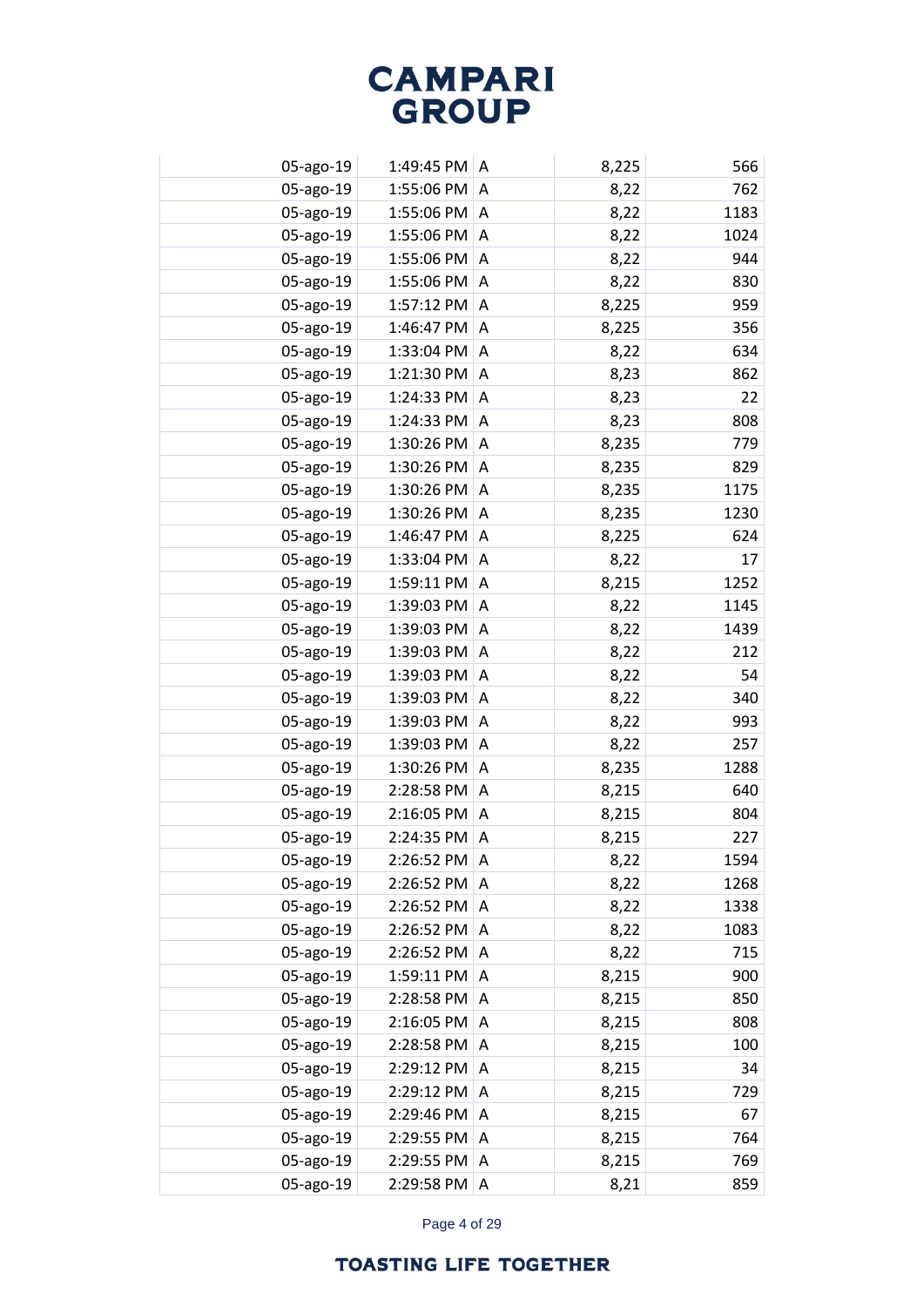| | | | | |
|---|---|---|---|---|
| 05-ago-19 | 1:49:45 PM | A | 8,225 | 566 |
| 05-ago-19 | 1:55:06 PM | A | 8,22 | 762 |
| 05-ago-19 | 1:55:06 PM | A | 8,22 | 1183 |
| 05-ago-19 | 1:55:06 PM | A | 8,22 | 1024 |
| 05-ago-19 | 1:55:06 PM | A | 8,22 | 944 |
| 05-ago-19 | 1:55:06 PM | A | 8,22 | 830 |
| 05-ago-19 | 1:57:12 PM | A | 8,225 | 959 |
| 05-ago-19 | 1:46:47 PM | A | 8,225 | 356 |
| 05-ago-19 | 1:33:04 PM | A | 8,22 | 634 |
| 05-ago-19 | 1:21:30 PM | A | 8,23 | 862 |
| 05-ago-19 | 1:24:33 PM | A | 8,23 | 22 |
| 05-ago-19 | 1:24:33 PM | A | 8,23 | 808 |
| 05-ago-19 | 1:30:26 PM | A | 8,235 | 779 |
| 05-ago-19 | 1:30:26 PM | A | 8,235 | 829 |
| 05-ago-19 | 1:30:26 PM | A | 8,235 | 1175 |
| 05-ago-19 | 1:30:26 PM | A | 8,235 | 1230 |
| 05-ago-19 | 1:46:47 PM | A | 8,225 | 624 |
| 05-ago-19 | 1:33:04 PM | A | 8,22 | 17 |
| 05-ago-19 | 1:59:11 PM | A | 8,215 | 1252 |
| 05-ago-19 | 1:39:03 PM | A | 8,22 | 1145 |
| 05-ago-19 | 1:39:03 PM | A | 8,22 | 1439 |
| 05-ago-19 | 1:39:03 PM | A | 8,22 | 212 |
| 05-ago-19 | 1:39:03 PM | A | 8,22 | 54 |
| 05-ago-19 | 1:39:03 PM | A | 8,22 | 340 |
| 05-ago-19 | 1:39:03 PM | A | 8,22 | 993 |
| 05-ago-19 | 1:39:03 PM | A | 8,22 | 257 |
| 05-ago-19 | 1:30:26 PM | A | 8,235 | 1288 |
| 05-ago-19 | 2:28:58 PM | A | 8,215 | 640 |
| 05-ago-19 | 2:16:05 PM | A | 8,215 | 804 |
| 05-ago-19 | 2:24:35 PM | A | 8,215 | 227 |
| 05-ago-19 | 2:26:52 PM | A | 8,22 | 1594 |
| 05-ago-19 | 2:26:52 PM | A | 8,22 | 1268 |
| 05-ago-19 | 2:26:52 PM | A | 8,22 | 1338 |
| 05-ago-19 | 2:26:52 PM | A | 8,22 | 1083 |
| 05-ago-19 | 2:26:52 PM | A | 8,22 | 715 |
| 05-ago-19 | 1:59:11 PM | A | 8,215 | 900 |
| 05-ago-19 | 2:28:58 PM | A | 8,215 | 850 |
| 05-ago-19 | 2:16:05 PM | A | 8,215 | 808 |
| 05-ago-19 | 2:28:58 PM | A | 8,215 | 100 |
| 05-ago-19 | 2:29:12 PM | A | 8,215 | 34 |
| 05-ago-19 | 2:29:12 PM | A | 8,215 | 729 |
| 05-ago-19 | 2:29:46 PM | A | 8,215 | 67 |
| 05-ago-19 | 2:29:55 PM | A | 8,215 | 764 |
| 05-ago-19 | 2:29:55 PM | A | 8,215 | 769 |
| 05-ago-19 | 2:29:58 PM | A | 8,21 | 859 |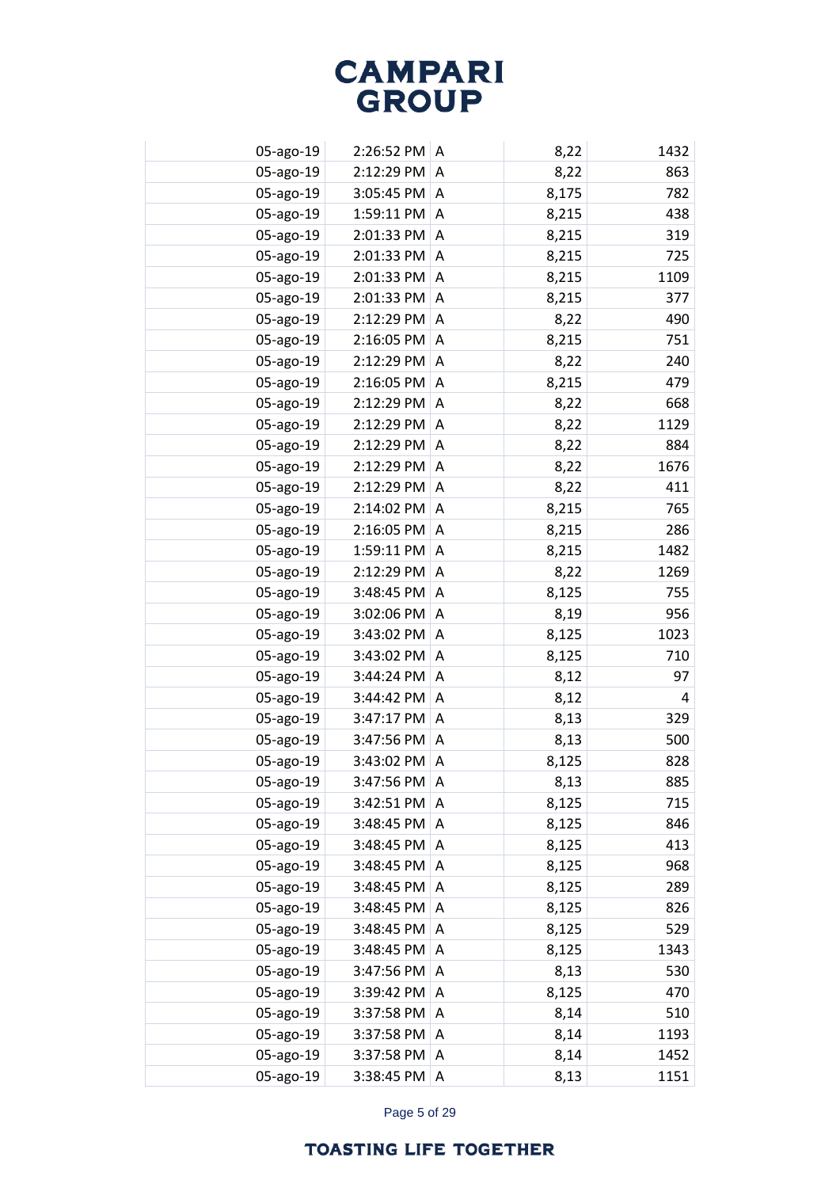| | | | | |
|---|---|---|---|---|
| 05-ago-19 | 2:26:52 PM | A | 8,22 | 1432 |
| 05-ago-19 | 2:12:29 PM | A | 8,22 | 863 |
| 05-ago-19 | 3:05:45 PM | A | 8,175 | 782 |
| 05-ago-19 | 1:59:11 PM | A | 8,215 | 438 |
| 05-ago-19 | 2:01:33 PM | A | 8,215 | 319 |
| 05-ago-19 | 2:01:33 PM | A | 8,215 | 725 |
| 05-ago-19 | 2:01:33 PM | A | 8,215 | 1109 |
| 05-ago-19 | 2:01:33 PM | A | 8,215 | 377 |
| 05-ago-19 | 2:12:29 PM | A | 8,22 | 490 |
| 05-ago-19 | 2:16:05 PM | A | 8,215 | 751 |
| 05-ago-19 | 2:12:29 PM | A | 8,22 | 240 |
| 05-ago-19 | 2:16:05 PM | A | 8,215 | 479 |
| 05-ago-19 | 2:12:29 PM | A | 8,22 | 668 |
| 05-ago-19 | 2:12:29 PM | A | 8,22 | 1129 |
| 05-ago-19 | 2:12:29 PM | A | 8,22 | 884 |
| 05-ago-19 | 2:12:29 PM | A | 8,22 | 1676 |
| 05-ago-19 | 2:12:29 PM | A | 8,22 | 411 |
| 05-ago-19 | 2:14:02 PM | A | 8,215 | 765 |
| 05-ago-19 | 2:16:05 PM | A | 8,215 | 286 |
| 05-ago-19 | 1:59:11 PM | A | 8,215 | 1482 |
| 05-ago-19 | 2:12:29 PM | A | 8,22 | 1269 |
| 05-ago-19 | 3:48:45 PM | A | 8,125 | 755 |
| 05-ago-19 | 3:02:06 PM | A | 8,19 | 956 |
| 05-ago-19 | 3:43:02 PM | A | 8,125 | 1023 |
| 05-ago-19 | 3:43:02 PM | A | 8,125 | 710 |
| 05-ago-19 | 3:44:24 PM | A | 8,12 | 97 |
| 05-ago-19 | 3:44:42 PM | A | 8,12 | 4 |
| 05-ago-19 | 3:47:17 PM | A | 8,13 | 329 |
| 05-ago-19 | 3:47:56 PM | A | 8,13 | 500 |
| 05-ago-19 | 3:43:02 PM | A | 8,125 | 828 |
| 05-ago-19 | 3:47:56 PM | A | 8,13 | 885 |
| 05-ago-19 | 3:42:51 PM | A | 8,125 | 715 |
| 05-ago-19 | 3:48:45 PM | A | 8,125 | 846 |
| 05-ago-19 | 3:48:45 PM | A | 8,125 | 413 |
| 05-ago-19 | 3:48:45 PM | A | 8,125 | 968 |
| 05-ago-19 | 3:48:45 PM | A | 8,125 | 289 |
| 05-ago-19 | 3:48:45 PM | A | 8,125 | 826 |
| 05-ago-19 | 3:48:45 PM | A | 8,125 | 529 |
| 05-ago-19 | 3:48:45 PM | A | 8,125 | 1343 |
| 05-ago-19 | 3:47:56 PM | A | 8,13 | 530 |
| 05-ago-19 | 3:39:42 PM | A | 8,125 | 470 |
| 05-ago-19 | 3:37:58 PM | A | 8,14 | 510 |
| 05-ago-19 | 3:37:58 PM | A | 8,14 | 1193 |
| 05-ago-19 | 3:37:58 PM | A | 8,14 | 1452 |
| 05-ago-19 | 3:38:45 PM | A | 8,13 | 1151 |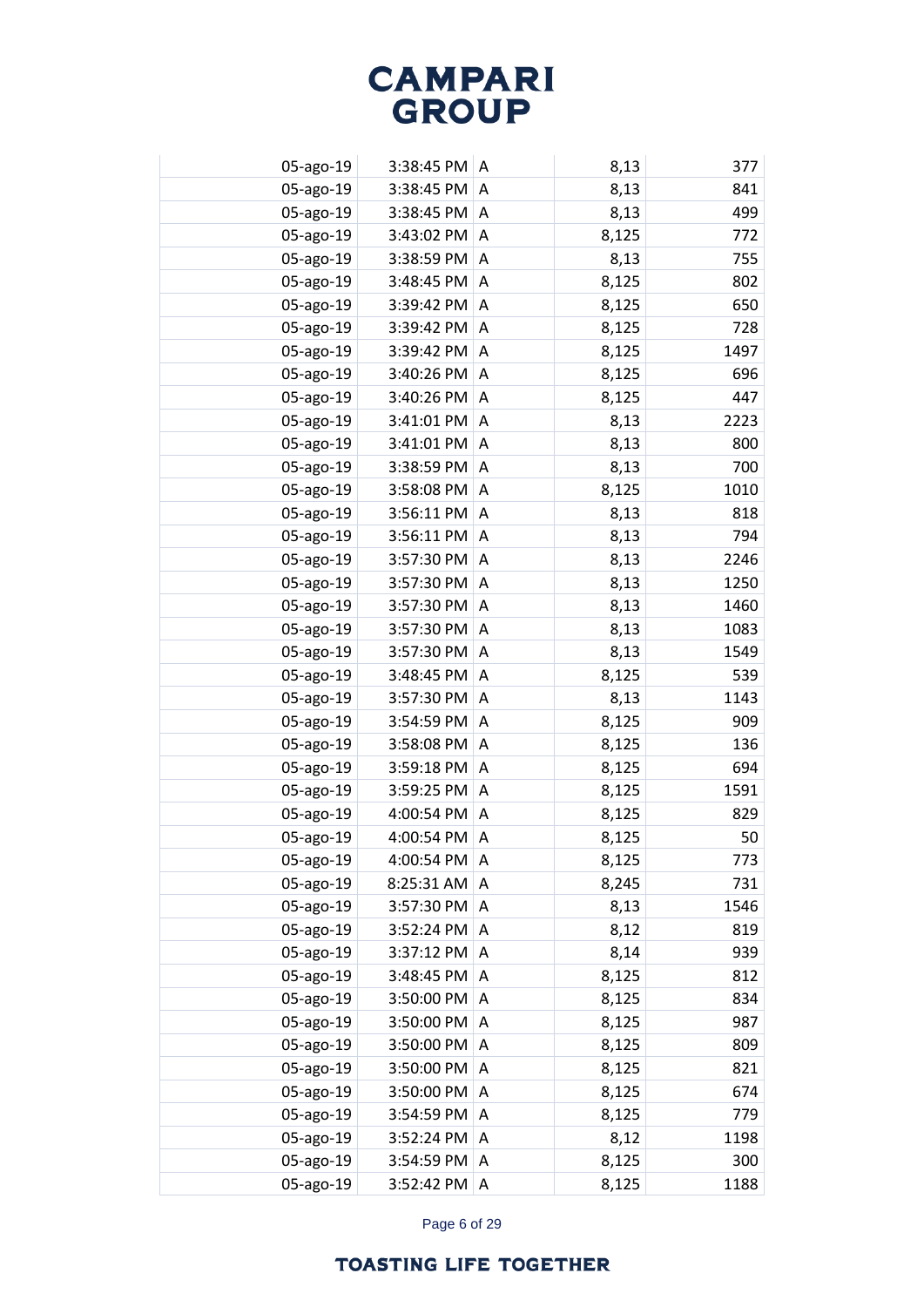| | | | | | |
|---|---|---|---|---|---|
| | 05-ago-19 | 3:38:45 PM | A | 8,13 | 377 |
| | 05-ago-19 | 3:38:45 PM | A | 8,13 | 841 |
| | 05-ago-19 | 3:38:45 PM | A | 8,13 | 499 |
| | 05-ago-19 | 3:43:02 PM | A | 8,125 | 772 |
| | 05-ago-19 | 3:38:59 PM | A | 8,13 | 755 |
| | 05-ago-19 | 3:48:45 PM | A | 8,125 | 802 |
| | 05-ago-19 | 3:39:42 PM | A | 8,125 | 650 |
| | 05-ago-19 | 3:39:42 PM | A | 8,125 | 728 |
| | 05-ago-19 | 3:39:42 PM | A | 8,125 | 1497 |
| | 05-ago-19 | 3:40:26 PM | A | 8,125 | 696 |
| | 05-ago-19 | 3:40:26 PM | A | 8,125 | 447 |
| | 05-ago-19 | 3:41:01 PM | A | 8,13 | 2223 |
| | 05-ago-19 | 3:41:01 PM | A | 8,13 | 800 |
| | 05-ago-19 | 3:38:59 PM | A | 8,13 | 700 |
| | 05-ago-19 | 3:58:08 PM | A | 8,125 | 1010 |
| | 05-ago-19 | 3:56:11 PM | A | 8,13 | 818 |
| | 05-ago-19 | 3:56:11 PM | A | 8,13 | 794 |
| | 05-ago-19 | 3:57:30 PM | A | 8,13 | 2246 |
| | 05-ago-19 | 3:57:30 PM | A | 8,13 | 1250 |
| | 05-ago-19 | 3:57:30 PM | A | 8,13 | 1460 |
| | 05-ago-19 | 3:57:30 PM | A | 8,13 | 1083 |
| | 05-ago-19 | 3:57:30 PM | A | 8,13 | 1549 |
| | 05-ago-19 | 3:48:45 PM | A | 8,125 | 539 |
| | 05-ago-19 | 3:57:30 PM | A | 8,13 | 1143 |
| | 05-ago-19 | 3:54:59 PM | A | 8,125 | 909 |
| | 05-ago-19 | 3:58:08 PM | A | 8,125 | 136 |
| | 05-ago-19 | 3:59:18 PM | A | 8,125 | 694 |
| | 05-ago-19 | 3:59:25 PM | A | 8,125 | 1591 |
| | 05-ago-19 | 4:00:54 PM | A | 8,125 | 829 |
| | 05-ago-19 | 4:00:54 PM | A | 8,125 | 50 |
| | 05-ago-19 | 4:00:54 PM | A | 8,125 | 773 |
| | 05-ago-19 | 8:25:31 AM | A | 8,245 | 731 |
| | 05-ago-19 | 3:57:30 PM | A | 8,13 | 1546 |
| | 05-ago-19 | 3:52:24 PM | A | 8,12 | 819 |
| | 05-ago-19 | 3:37:12 PM | A | 8,14 | 939 |
| | 05-ago-19 | 3:48:45 PM | A | 8,125 | 812 |
| | 05-ago-19 | 3:50:00 PM | A | 8,125 | 834 |
| | 05-ago-19 | 3:50:00 PM | A | 8,125 | 987 |
| | 05-ago-19 | 3:50:00 PM | A | 8,125 | 809 |
| | 05-ago-19 | 3:50:00 PM | A | 8,125 | 821 |
| | 05-ago-19 | 3:50:00 PM | A | 8,125 | 674 |
| | 05-ago-19 | 3:54:59 PM | A | 8,125 | 779 |
| | 05-ago-19 | 3:52:24 PM | A | 8,12 | 1198 |
| | 05-ago-19 | 3:54:59 PM | A | 8,125 | 300 |
| | 05-ago-19 | 3:52:42 PM | A | 8,125 | 1188 |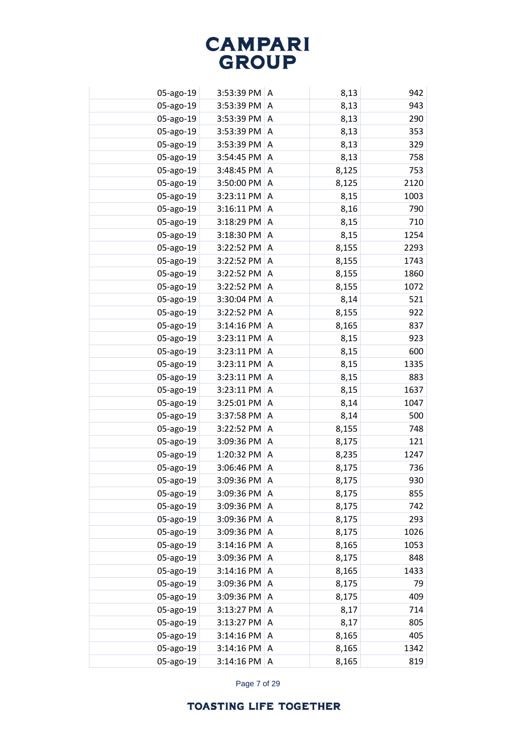| | | | | | |
|---|---|---|---|---|---|
| | 05-ago-19 | 3:53:39 PM | A | 8,13 | 942 |
| | 05-ago-19 | 3:53:39 PM | A | 8,13 | 943 |
| | 05-ago-19 | 3:53:39 PM | A | 8,13 | 290 |
| | 05-ago-19 | 3:53:39 PM | A | 8,13 | 353 |
| | 05-ago-19 | 3:53:39 PM | A | 8,13 | 329 |
| | 05-ago-19 | 3:54:45 PM | A | 8,13 | 758 |
| | 05-ago-19 | 3:48:45 PM | A | 8,125 | 753 |
| | 05-ago-19 | 3:50:00 PM | A | 8,125 | 2120 |
| | 05-ago-19 | 3:23:11 PM | A | 8,15 | 1003 |
| | 05-ago-19 | 3:16:11 PM | A | 8,16 | 790 |
| | 05-ago-19 | 3:18:29 PM | A | 8,15 | 710 |
| | 05-ago-19 | 3:18:30 PM | A | 8,15 | 1254 |
| | 05-ago-19 | 3:22:52 PM | A | 8,155 | 2293 |
| | 05-ago-19 | 3:22:52 PM | A | 8,155 | 1743 |
| | 05-ago-19 | 3:22:52 PM | A | 8,155 | 1860 |
| | 05-ago-19 | 3:22:52 PM | A | 8,155 | 1072 |
| | 05-ago-19 | 3:30:04 PM | A | 8,14 | 521 |
| | 05-ago-19 | 3:22:52 PM | A | 8,155 | 922 |
| | 05-ago-19 | 3:14:16 PM | A | 8,165 | 837 |
| | 05-ago-19 | 3:23:11 PM | A | 8,15 | 923 |
| | 05-ago-19 | 3:23:11 PM | A | 8,15 | 600 |
| | 05-ago-19 | 3:23:11 PM | A | 8,15 | 1335 |
| | 05-ago-19 | 3:23:11 PM | A | 8,15 | 883 |
| | 05-ago-19 | 3:23:11 PM | A | 8,15 | 1637 |
| | 05-ago-19 | 3:25:01 PM | A | 8,14 | 1047 |
| | 05-ago-19 | 3:37:58 PM | A | 8,14 | 500 |
| | 05-ago-19 | 3:22:52 PM | A | 8,155 | 748 |
| | 05-ago-19 | 3:09:36 PM | A | 8,175 | 121 |
| | 05-ago-19 | 1:20:32 PM | A | 8,235 | 1247 |
| | 05-ago-19 | 3:06:46 PM | A | 8,175 | 736 |
| | 05-ago-19 | 3:09:36 PM | A | 8,175 | 930 |
| | 05-ago-19 | 3:09:36 PM | A | 8,175 | 855 |
| | 05-ago-19 | 3:09:36 PM | A | 8,175 | 742 |
| | 05-ago-19 | 3:09:36 PM | A | 8,175 | 293 |
| | 05-ago-19 | 3:09:36 PM | A | 8,175 | 1026 |
| | 05-ago-19 | 3:14:16 PM | A | 8,165 | 1053 |
| | 05-ago-19 | 3:09:36 PM | A | 8,175 | 848 |
| | 05-ago-19 | 3:14:16 PM | A | 8,165 | 1433 |
| | 05-ago-19 | 3:09:36 PM | A | 8,175 | 79 |
| | 05-ago-19 | 3:09:36 PM | A | 8,175 | 409 |
| | 05-ago-19 | 3:13:27 PM | A | 8,17 | 714 |
| | 05-ago-19 | 3:13:27 PM | A | 8,17 | 805 |
| | 05-ago-19 | 3:14:16 PM | A | 8,165 | 405 |
| | 05-ago-19 | 3:14:16 PM | A | 8,165 | 1342 |
| | 05-ago-19 | 3:14:16 PM | A | 8,165 | 819 |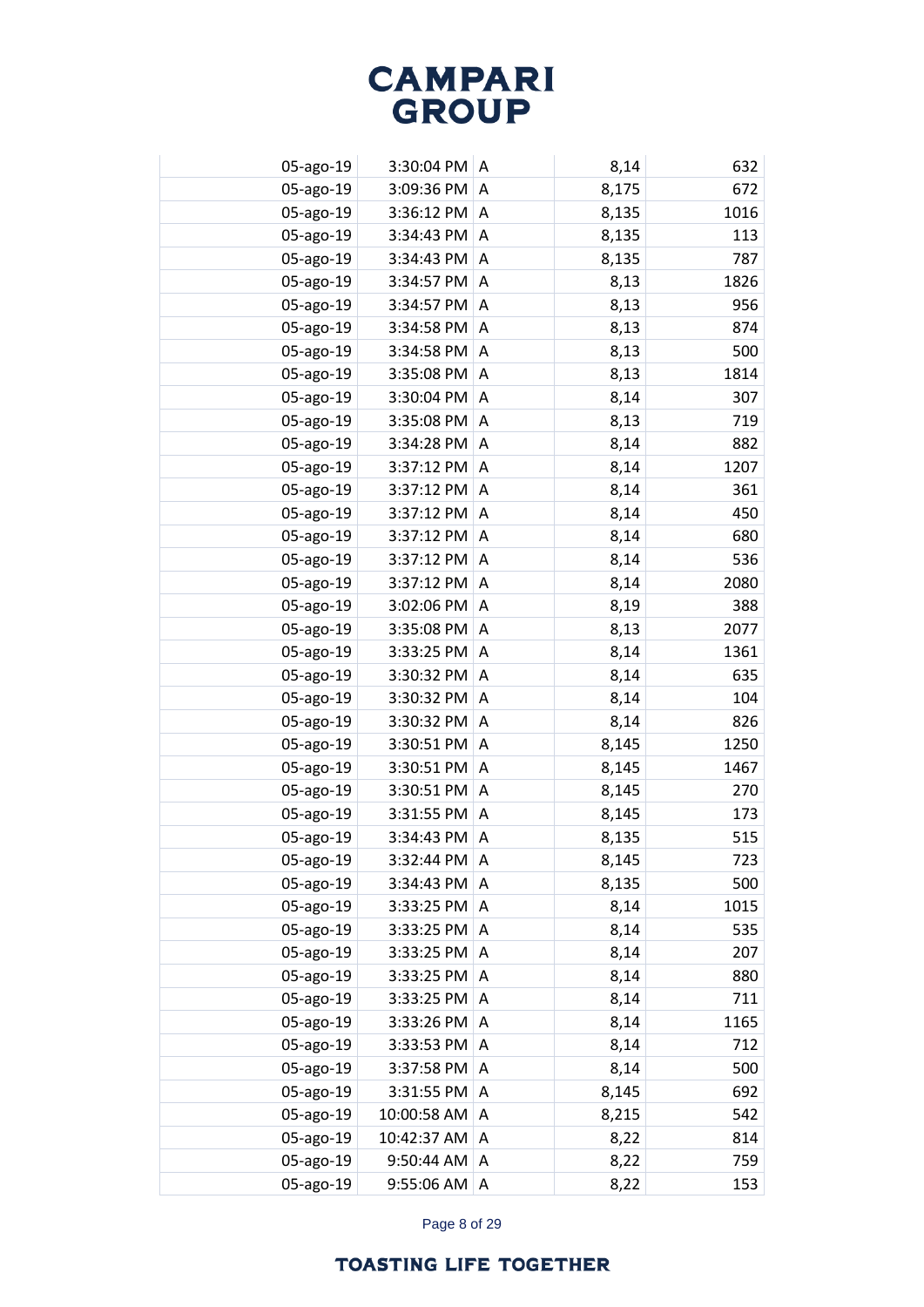| | | | | | |
|---|---|---|---|---|---|
| | 05-ago-19 | 3:30:04 PM | A | 8,14 | 632 |
| | 05-ago-19 | 3:09:36 PM | A | 8,175 | 672 |
| | 05-ago-19 | 3:36:12 PM | A | 8,135 | 1016 |
| | 05-ago-19 | 3:34:43 PM | A | 8,135 | 113 |
| | 05-ago-19 | 3:34:43 PM | A | 8,135 | 787 |
| | 05-ago-19 | 3:34:57 PM | A | 8,13 | 1826 |
| | 05-ago-19 | 3:34:57 PM | A | 8,13 | 956 |
| | 05-ago-19 | 3:34:58 PM | A | 8,13 | 874 |
| | 05-ago-19 | 3:34:58 PM | A | 8,13 | 500 |
| | 05-ago-19 | 3:35:08 PM | A | 8,13 | 1814 |
| | 05-ago-19 | 3:30:04 PM | A | 8,14 | 307 |
| | 05-ago-19 | 3:35:08 PM | A | 8,13 | 719 |
| | 05-ago-19 | 3:34:28 PM | A | 8,14 | 882 |
| | 05-ago-19 | 3:37:12 PM | A | 8,14 | 1207 |
| | 05-ago-19 | 3:37:12 PM | A | 8,14 | 361 |
| | 05-ago-19 | 3:37:12 PM | A | 8,14 | 450 |
| | 05-ago-19 | 3:37:12 PM | A | 8,14 | 680 |
| | 05-ago-19 | 3:37:12 PM | A | 8,14 | 536 |
| | 05-ago-19 | 3:37:12 PM | A | 8,14 | 2080 |
| | 05-ago-19 | 3:02:06 PM | A | 8,19 | 388 |
| | 05-ago-19 | 3:35:08 PM | A | 8,13 | 2077 |
| | 05-ago-19 | 3:33:25 PM | A | 8,14 | 1361 |
| | 05-ago-19 | 3:30:32 PM | A | 8,14 | 635 |
| | 05-ago-19 | 3:30:32 PM | A | 8,14 | 104 |
| | 05-ago-19 | 3:30:32 PM | A | 8,14 | 826 |
| | 05-ago-19 | 3:30:51 PM | A | 8,145 | 1250 |
| | 05-ago-19 | 3:30:51 PM | A | 8,145 | 1467 |
| | 05-ago-19 | 3:30:51 PM | A | 8,145 | 270 |
| | 05-ago-19 | 3:31:55 PM | A | 8,145 | 173 |
| | 05-ago-19 | 3:34:43 PM | A | 8,135 | 515 |
| | 05-ago-19 | 3:32:44 PM | A | 8,145 | 723 |
| | 05-ago-19 | 3:34:43 PM | A | 8,135 | 500 |
| | 05-ago-19 | 3:33:25 PM | A | 8,14 | 1015 |
| | 05-ago-19 | 3:33:25 PM | A | 8,14 | 535 |
| | 05-ago-19 | 3:33:25 PM | A | 8,14 | 207 |
| | 05-ago-19 | 3:33:25 PM | A | 8,14 | 880 |
| | 05-ago-19 | 3:33:25 PM | A | 8,14 | 711 |
| | 05-ago-19 | 3:33:26 PM | A | 8,14 | 1165 |
| | 05-ago-19 | 3:33:53 PM | A | 8,14 | 712 |
| | 05-ago-19 | 3:37:58 PM | A | 8,14 | 500 |
| | 05-ago-19 | 3:31:55 PM | A | 8,145 | 692 |
| | 05-ago-19 | 10:00:58 AM | A | 8,215 | 542 |
| | 05-ago-19 | 10:42:37 AM | A | 8,22 | 814 |
| | 05-ago-19 | 9:50:44 AM | A | 8,22 | 759 |
| | 05-ago-19 | 9:55:06 AM | A | 8,22 | 153 |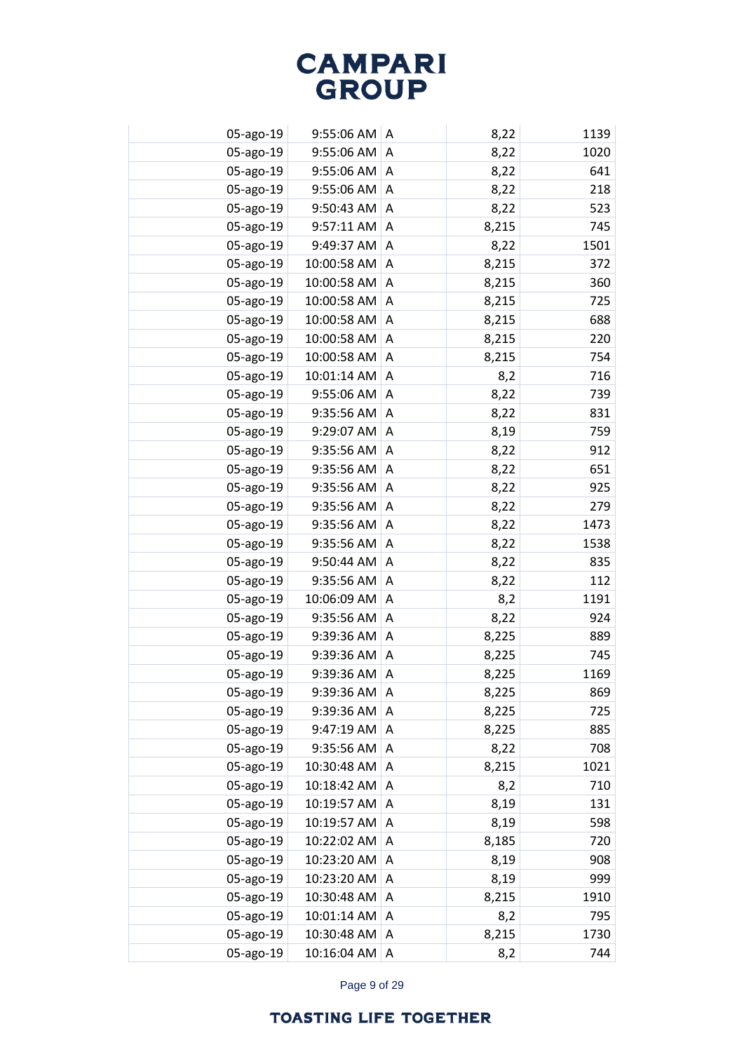| | | | | |
|---|---|---|---|---|
| 05-ago-19 | 9:55:06 AM | A | 8,22 | 1139 |
| 05-ago-19 | 9:55:06 AM | A | 8,22 | 1020 |
| 05-ago-19 | 9:55:06 AM | A | 8,22 | 641 |
| 05-ago-19 | 9:55:06 AM | A | 8,22 | 218 |
| 05-ago-19 | 9:50:43 AM | A | 8,22 | 523 |
| 05-ago-19 | 9:57:11 AM | A | 8,215 | 745 |
| 05-ago-19 | 9:49:37 AM | A | 8,22 | 1501 |
| 05-ago-19 | 10:00:58 AM | A | 8,215 | 372 |
| 05-ago-19 | 10:00:58 AM | A | 8,215 | 360 |
| 05-ago-19 | 10:00:58 AM | A | 8,215 | 725 |
| 05-ago-19 | 10:00:58 AM | A | 8,215 | 688 |
| 05-ago-19 | 10:00:58 AM | A | 8,215 | 220 |
| 05-ago-19 | 10:00:58 AM | A | 8,215 | 754 |
| 05-ago-19 | 10:01:14 AM | A | 8,2 | 716 |
| 05-ago-19 | 9:55:06 AM | A | 8,22 | 739 |
| 05-ago-19 | 9:35:56 AM | A | 8,22 | 831 |
| 05-ago-19 | 9:29:07 AM | A | 8,19 | 759 |
| 05-ago-19 | 9:35:56 AM | A | 8,22 | 912 |
| 05-ago-19 | 9:35:56 AM | A | 8,22 | 651 |
| 05-ago-19 | 9:35:56 AM | A | 8,22 | 925 |
| 05-ago-19 | 9:35:56 AM | A | 8,22 | 279 |
| 05-ago-19 | 9:35:56 AM | A | 8,22 | 1473 |
| 05-ago-19 | 9:35:56 AM | A | 8,22 | 1538 |
| 05-ago-19 | 9:50:44 AM | A | 8,22 | 835 |
| 05-ago-19 | 9:35:56 AM | A | 8,22 | 112 |
| 05-ago-19 | 10:06:09 AM | A | 8,2 | 1191 |
| 05-ago-19 | 9:35:56 AM | A | 8,22 | 924 |
| 05-ago-19 | 9:39:36 AM | A | 8,225 | 889 |
| 05-ago-19 | 9:39:36 AM | A | 8,225 | 745 |
| 05-ago-19 | 9:39:36 AM | A | 8,225 | 1169 |
| 05-ago-19 | 9:39:36 AM | A | 8,225 | 869 |
| 05-ago-19 | 9:39:36 AM | A | 8,225 | 725 |
| 05-ago-19 | 9:47:19 AM | A | 8,225 | 885 |
| 05-ago-19 | 9:35:56 AM | A | 8,22 | 708 |
| 05-ago-19 | 10:30:48 AM | A | 8,215 | 1021 |
| 05-ago-19 | 10:18:42 AM | A | 8,2 | 710 |
| 05-ago-19 | 10:19:57 AM | A | 8,19 | 131 |
| 05-ago-19 | 10:19:57 AM | A | 8,19 | 598 |
| 05-ago-19 | 10:22:02 AM | A | 8,185 | 720 |
| 05-ago-19 | 10:23:20 AM | A | 8,19 | 908 |
| 05-ago-19 | 10:23:20 AM | A | 8,19 | 999 |
| 05-ago-19 | 10:30:48 AM | A | 8,215 | 1910 |
| 05-ago-19 | 10:01:14 AM | A | 8,2 | 795 |
| 05-ago-19 | 10:30:48 AM | A | 8,215 | 1730 |
| 05-ago-19 | 10:16:04 AM | A | 8,2 | 744 |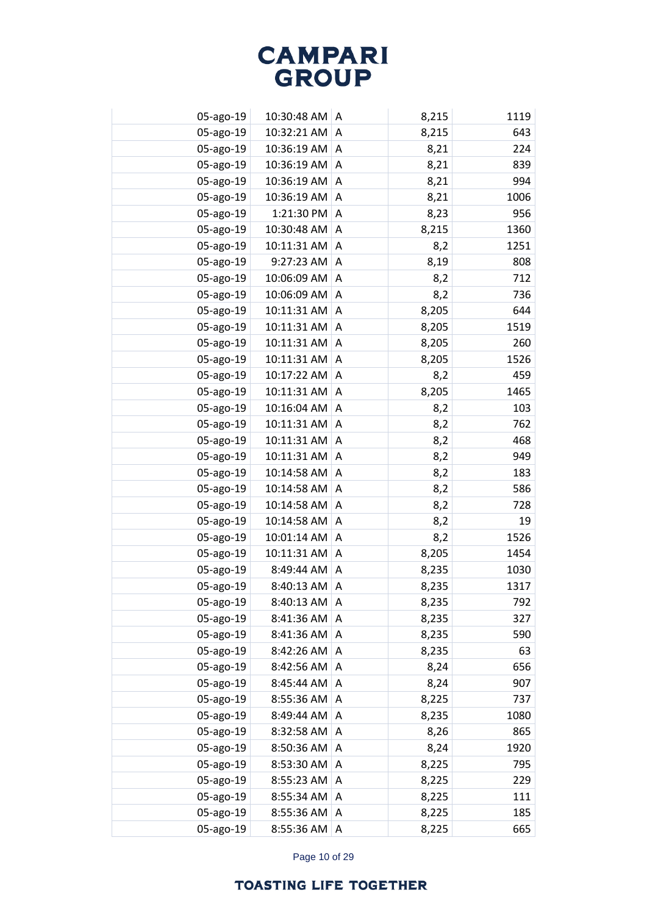| | | | | |
|---|---|---|---|---|
| 05-ago-19 | 10:30:48 AM | A | 8,215 | 1119 |
| 05-ago-19 | 10:32:21 AM | A | 8,215 | 643 |
| 05-ago-19 | 10:36:19 AM | A | 8,21 | 224 |
| 05-ago-19 | 10:36:19 AM | A | 8,21 | 839 |
| 05-ago-19 | 10:36:19 AM | A | 8,21 | 994 |
| 05-ago-19 | 10:36:19 AM | A | 8,21 | 1006 |
| 05-ago-19 | 1:21:30 PM | A | 8,23 | 956 |
| 05-ago-19 | 10:30:48 AM | A | 8,215 | 1360 |
| 05-ago-19 | 10:11:31 AM | A | 8,2 | 1251 |
| 05-ago-19 | 9:27:23 AM | A | 8,19 | 808 |
| 05-ago-19 | 10:06:09 AM | A | 8,2 | 712 |
| 05-ago-19 | 10:06:09 AM | A | 8,2 | 736 |
| 05-ago-19 | 10:11:31 AM | A | 8,205 | 644 |
| 05-ago-19 | 10:11:31 AM | A | 8,205 | 1519 |
| 05-ago-19 | 10:11:31 AM | A | 8,205 | 260 |
| 05-ago-19 | 10:11:31 AM | A | 8,205 | 1526 |
| 05-ago-19 | 10:17:22 AM | A | 8,2 | 459 |
| 05-ago-19 | 10:11:31 AM | A | 8,205 | 1465 |
| 05-ago-19 | 10:16:04 AM | A | 8,2 | 103 |
| 05-ago-19 | 10:11:31 AM | A | 8,2 | 762 |
| 05-ago-19 | 10:11:31 AM | A | 8,2 | 468 |
| 05-ago-19 | 10:11:31 AM | A | 8,2 | 949 |
| 05-ago-19 | 10:14:58 AM | A | 8,2 | 183 |
| 05-ago-19 | 10:14:58 AM | A | 8,2 | 586 |
| 05-ago-19 | 10:14:58 AM | A | 8,2 | 728 |
| 05-ago-19 | 10:14:58 AM | A | 8,2 | 19 |
| 05-ago-19 | 10:01:14 AM | A | 8,2 | 1526 |
| 05-ago-19 | 10:11:31 AM | A | 8,205 | 1454 |
| 05-ago-19 | 8:49:44 AM | A | 8,235 | 1030 |
| 05-ago-19 | 8:40:13 AM | A | 8,235 | 1317 |
| 05-ago-19 | 8:40:13 AM | A | 8,235 | 792 |
| 05-ago-19 | 8:41:36 AM | A | 8,235 | 327 |
| 05-ago-19 | 8:41:36 AM | A | 8,235 | 590 |
| 05-ago-19 | 8:42:26 AM | A | 8,235 | 63 |
| 05-ago-19 | 8:42:56 AM | A | 8,24 | 656 |
| 05-ago-19 | 8:45:44 AM | A | 8,24 | 907 |
| 05-ago-19 | 8:55:36 AM | A | 8,225 | 737 |
| 05-ago-19 | 8:49:44 AM | A | 8,235 | 1080 |
| 05-ago-19 | 8:32:58 AM | A | 8,26 | 865 |
| 05-ago-19 | 8:50:36 AM | A | 8,24 | 1920 |
| 05-ago-19 | 8:53:30 AM | A | 8,225 | 795 |
| 05-ago-19 | 8:55:23 AM | A | 8,225 | 229 |
| 05-ago-19 | 8:55:34 AM | A | 8,225 | 111 |
| 05-ago-19 | 8:55:36 AM | A | 8,225 | 185 |
| 05-ago-19 | 8:55:36 AM | A | 8,225 | 665 |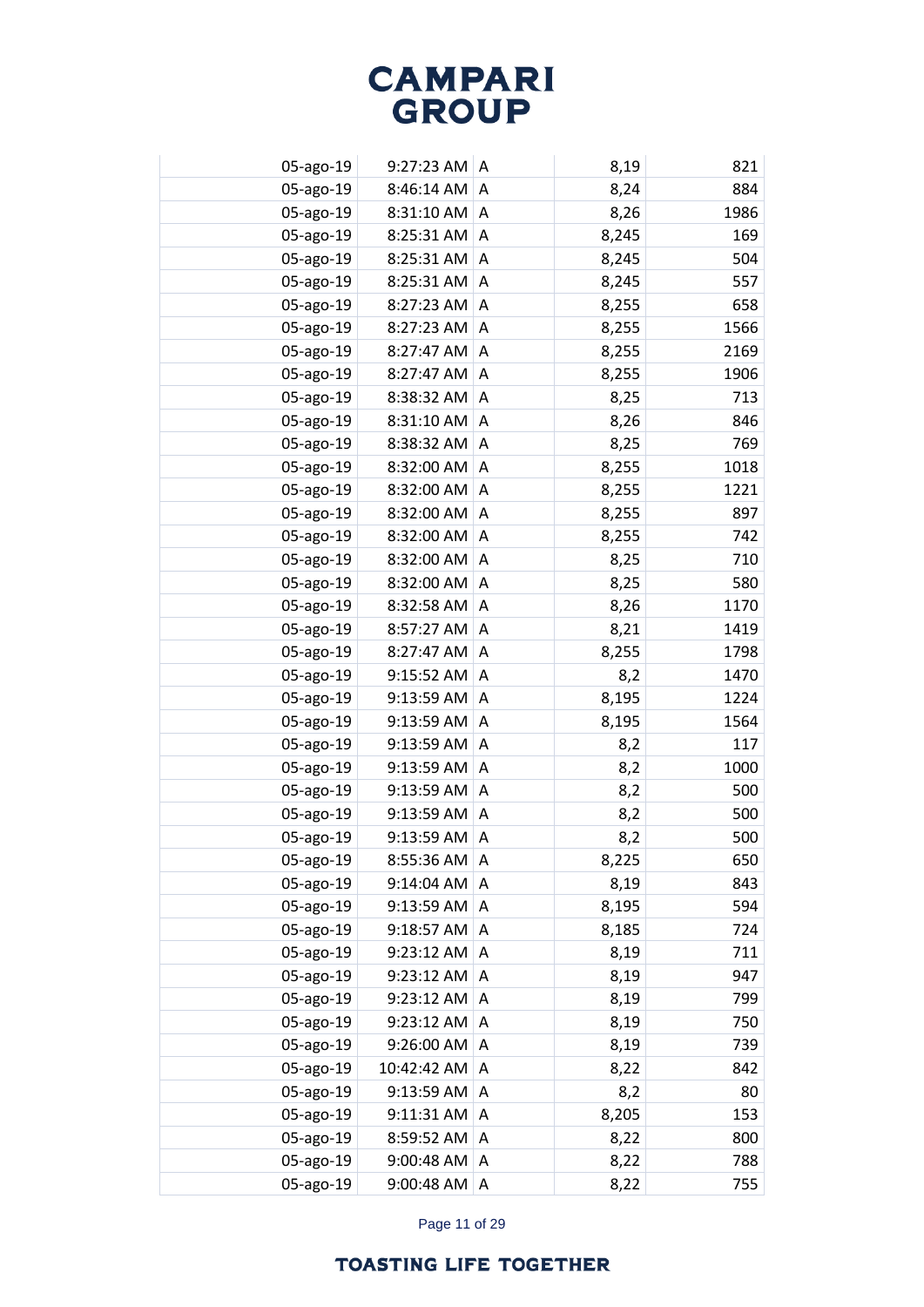| | | | | |
|---|---|---|---|---|
| 05-ago-19 | 9:27:23 AM | A | 8,19 | 821 |
| 05-ago-19 | 8:46:14 AM | A | 8,24 | 884 |
| 05-ago-19 | 8:31:10 AM | A | 8,26 | 1986 |
| 05-ago-19 | 8:25:31 AM | A | 8,245 | 169 |
| 05-ago-19 | 8:25:31 AM | A | 8,245 | 504 |
| 05-ago-19 | 8:25:31 AM | A | 8,245 | 557 |
| 05-ago-19 | 8:27:23 AM | A | 8,255 | 658 |
| 05-ago-19 | 8:27:23 AM | A | 8,255 | 1566 |
| 05-ago-19 | 8:27:47 AM | A | 8,255 | 2169 |
| 05-ago-19 | 8:27:47 AM | A | 8,255 | 1906 |
| 05-ago-19 | 8:38:32 AM | A | 8,25 | 713 |
| 05-ago-19 | 8:31:10 AM | A | 8,26 | 846 |
| 05-ago-19 | 8:38:32 AM | A | 8,25 | 769 |
| 05-ago-19 | 8:32:00 AM | A | 8,255 | 1018 |
| 05-ago-19 | 8:32:00 AM | A | 8,255 | 1221 |
| 05-ago-19 | 8:32:00 AM | A | 8,255 | 897 |
| 05-ago-19 | 8:32:00 AM | A | 8,255 | 742 |
| 05-ago-19 | 8:32:00 AM | A | 8,25 | 710 |
| 05-ago-19 | 8:32:00 AM | A | 8,25 | 580 |
| 05-ago-19 | 8:32:58 AM | A | 8,26 | 1170 |
| 05-ago-19 | 8:57:27 AM | A | 8,21 | 1419 |
| 05-ago-19 | 8:27:47 AM | A | 8,255 | 1798 |
| 05-ago-19 | 9:15:52 AM | A | 8,2 | 1470 |
| 05-ago-19 | 9:13:59 AM | A | 8,195 | 1224 |
| 05-ago-19 | 9:13:59 AM | A | 8,195 | 1564 |
| 05-ago-19 | 9:13:59 AM | A | 8,2 | 117 |
| 05-ago-19 | 9:13:59 AM | A | 8,2 | 1000 |
| 05-ago-19 | 9:13:59 AM | A | 8,2 | 500 |
| 05-ago-19 | 9:13:59 AM | A | 8,2 | 500 |
| 05-ago-19 | 9:13:59 AM | A | 8,2 | 500 |
| 05-ago-19 | 8:55:36 AM | A | 8,225 | 650 |
| 05-ago-19 | 9:14:04 AM | A | 8,19 | 843 |
| 05-ago-19 | 9:13:59 AM | A | 8,195 | 594 |
| 05-ago-19 | 9:18:57 AM | A | 8,185 | 724 |
| 05-ago-19 | 9:23:12 AM | A | 8,19 | 711 |
| 05-ago-19 | 9:23:12 AM | A | 8,19 | 947 |
| 05-ago-19 | 9:23:12 AM | A | 8,19 | 799 |
| 05-ago-19 | 9:23:12 AM | A | 8,19 | 750 |
| 05-ago-19 | 9:26:00 AM | A | 8,19 | 739 |
| 05-ago-19 | 10:42:42 AM | A | 8,22 | 842 |
| 05-ago-19 | 9:13:59 AM | A | 8,2 | 80 |
| 05-ago-19 | 9:11:31 AM | A | 8,205 | 153 |
| 05-ago-19 | 8:59:52 AM | A | 8,22 | 800 |
| 05-ago-19 | 9:00:48 AM | A | 8,22 | 788 |
| 05-ago-19 | 9:00:48 AM | A | 8,22 | 755 |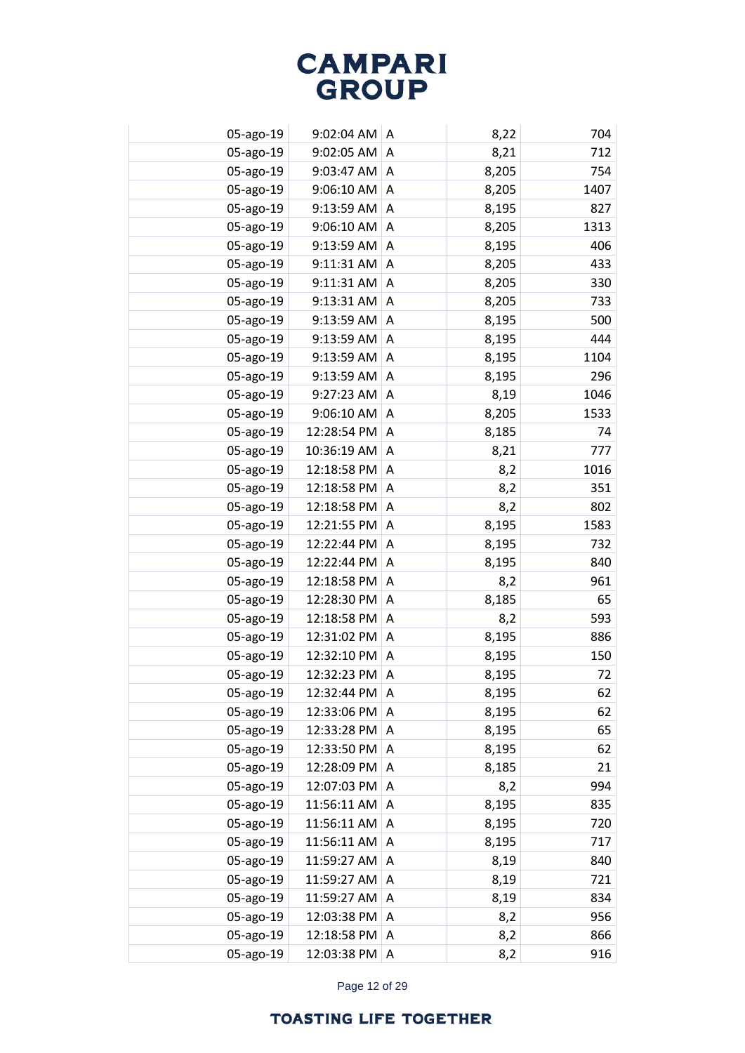| | | | | |
|---|---|---|---|---|
| 05-ago-19 | 9:02:04 AM | A | 8,22 | 704 |
| 05-ago-19 | 9:02:05 AM | A | 8,21 | 712 |
| 05-ago-19 | 9:03:47 AM | A | 8,205 | 754 |
| 05-ago-19 | 9:06:10 AM | A | 8,205 | 1407 |
| 05-ago-19 | 9:13:59 AM | A | 8,195 | 827 |
| 05-ago-19 | 9:06:10 AM | A | 8,205 | 1313 |
| 05-ago-19 | 9:13:59 AM | A | 8,195 | 406 |
| 05-ago-19 | 9:11:31 AM | A | 8,205 | 433 |
| 05-ago-19 | 9:11:31 AM | A | 8,205 | 330 |
| 05-ago-19 | 9:13:31 AM | A | 8,205 | 733 |
| 05-ago-19 | 9:13:59 AM | A | 8,195 | 500 |
| 05-ago-19 | 9:13:59 AM | A | 8,195 | 444 |
| 05-ago-19 | 9:13:59 AM | A | 8,195 | 1104 |
| 05-ago-19 | 9:13:59 AM | A | 8,195 | 296 |
| 05-ago-19 | 9:27:23 AM | A | 8,19 | 1046 |
| 05-ago-19 | 9:06:10 AM | A | 8,205 | 1533 |
| 05-ago-19 | 12:28:54 PM | A | 8,185 | 74 |
| 05-ago-19 | 10:36:19 AM | A | 8,21 | 777 |
| 05-ago-19 | 12:18:58 PM | A | 8,2 | 1016 |
| 05-ago-19 | 12:18:58 PM | A | 8,2 | 351 |
| 05-ago-19 | 12:18:58 PM | A | 8,2 | 802 |
| 05-ago-19 | 12:21:55 PM | A | 8,195 | 1583 |
| 05-ago-19 | 12:22:44 PM | A | 8,195 | 732 |
| 05-ago-19 | 12:22:44 PM | A | 8,195 | 840 |
| 05-ago-19 | 12:18:58 PM | A | 8,2 | 961 |
| 05-ago-19 | 12:28:30 PM | A | 8,185 | 65 |
| 05-ago-19 | 12:18:58 PM | A | 8,2 | 593 |
| 05-ago-19 | 12:31:02 PM | A | 8,195 | 886 |
| 05-ago-19 | 12:32:10 PM | A | 8,195 | 150 |
| 05-ago-19 | 12:32:23 PM | A | 8,195 | 72 |
| 05-ago-19 | 12:32:44 PM | A | 8,195 | 62 |
| 05-ago-19 | 12:33:06 PM | A | 8,195 | 62 |
| 05-ago-19 | 12:33:28 PM | A | 8,195 | 65 |
| 05-ago-19 | 12:33:50 PM | A | 8,195 | 62 |
| 05-ago-19 | 12:28:09 PM | A | 8,185 | 21 |
| 05-ago-19 | 12:07:03 PM | A | 8,2 | 994 |
| 05-ago-19 | 11:56:11 AM | A | 8,195 | 835 |
| 05-ago-19 | 11:56:11 AM | A | 8,195 | 720 |
| 05-ago-19 | 11:56:11 AM | A | 8,195 | 717 |
| 05-ago-19 | 11:59:27 AM | A | 8,19 | 840 |
| 05-ago-19 | 11:59:27 AM | A | 8,19 | 721 |
| 05-ago-19 | 11:59:27 AM | A | 8,19 | 834 |
| 05-ago-19 | 12:03:38 PM | A | 8,2 | 956 |
| 05-ago-19 | 12:18:58 PM | A | 8,2 | 866 |
| 05-ago-19 | 12:03:38 PM | A | 8,2 | 916 |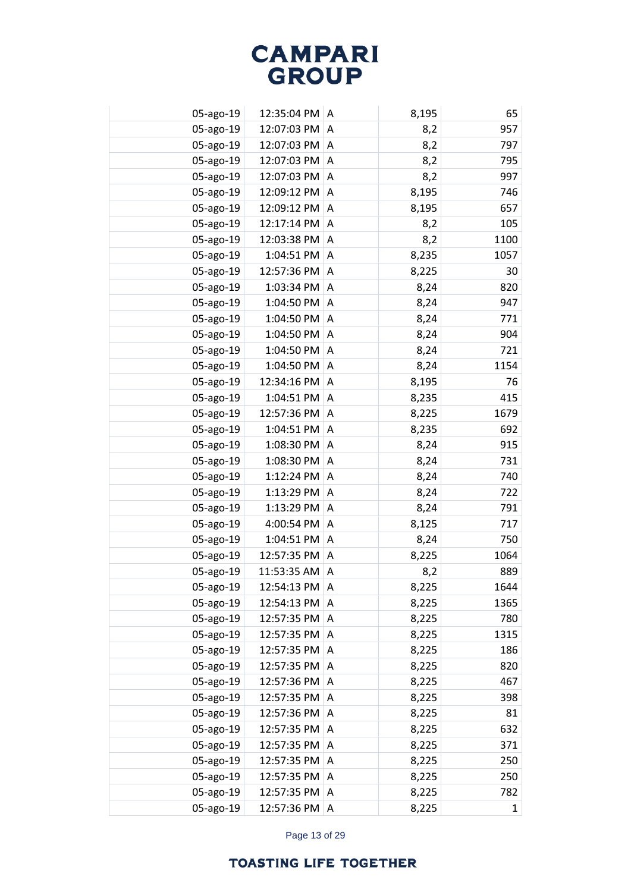| | | | | |
|---|---|---|---|---|
| 05-ago-19 | 12:35:04 PM | A | 8,195 | 65 |
| 05-ago-19 | 12:07:03 PM | A | 8,2 | 957 |
| 05-ago-19 | 12:07:03 PM | A | 8,2 | 797 |
| 05-ago-19 | 12:07:03 PM | A | 8,2 | 795 |
| 05-ago-19 | 12:07:03 PM | A | 8,2 | 997 |
| 05-ago-19 | 12:09:12 PM | A | 8,195 | 746 |
| 05-ago-19 | 12:09:12 PM | A | 8,195 | 657 |
| 05-ago-19 | 12:17:14 PM | A | 8,2 | 105 |
| 05-ago-19 | 12:03:38 PM | A | 8,2 | 1100 |
| 05-ago-19 | 1:04:51 PM | A | 8,235 | 1057 |
| 05-ago-19 | 12:57:36 PM | A | 8,225 | 30 |
| 05-ago-19 | 1:03:34 PM | A | 8,24 | 820 |
| 05-ago-19 | 1:04:50 PM | A | 8,24 | 947 |
| 05-ago-19 | 1:04:50 PM | A | 8,24 | 771 |
| 05-ago-19 | 1:04:50 PM | A | 8,24 | 904 |
| 05-ago-19 | 1:04:50 PM | A | 8,24 | 721 |
| 05-ago-19 | 1:04:50 PM | A | 8,24 | 1154 |
| 05-ago-19 | 12:34:16 PM | A | 8,195 | 76 |
| 05-ago-19 | 1:04:51 PM | A | 8,235 | 415 |
| 05-ago-19 | 12:57:36 PM | A | 8,225 | 1679 |
| 05-ago-19 | 1:04:51 PM | A | 8,235 | 692 |
| 05-ago-19 | 1:08:30 PM | A | 8,24 | 915 |
| 05-ago-19 | 1:08:30 PM | A | 8,24 | 731 |
| 05-ago-19 | 1:12:24 PM | A | 8,24 | 740 |
| 05-ago-19 | 1:13:29 PM | A | 8,24 | 722 |
| 05-ago-19 | 1:13:29 PM | A | 8,24 | 791 |
| 05-ago-19 | 4:00:54 PM | A | 8,125 | 717 |
| 05-ago-19 | 1:04:51 PM | A | 8,24 | 750 |
| 05-ago-19 | 12:57:35 PM | A | 8,225 | 1064 |
| 05-ago-19 | 11:53:35 AM | A | 8,2 | 889 |
| 05-ago-19 | 12:54:13 PM | A | 8,225 | 1644 |
| 05-ago-19 | 12:54:13 PM | A | 8,225 | 1365 |
| 05-ago-19 | 12:57:35 PM | A | 8,225 | 780 |
| 05-ago-19 | 12:57:35 PM | A | 8,225 | 1315 |
| 05-ago-19 | 12:57:35 PM | A | 8,225 | 186 |
| 05-ago-19 | 12:57:35 PM | A | 8,225 | 820 |
| 05-ago-19 | 12:57:36 PM | A | 8,225 | 467 |
| 05-ago-19 | 12:57:35 PM | A | 8,225 | 398 |
| 05-ago-19 | 12:57:36 PM | A | 8,225 | 81 |
| 05-ago-19 | 12:57:35 PM | A | 8,225 | 632 |
| 05-ago-19 | 12:57:35 PM | A | 8,225 | 371 |
| 05-ago-19 | 12:57:35 PM | A | 8,225 | 250 |
| 05-ago-19 | 12:57:35 PM | A | 8,225 | 250 |
| 05-ago-19 | 12:57:35 PM | A | 8,225 | 782 |
| 05-ago-19 | 12:57:36 PM | A | 8,225 | 1 |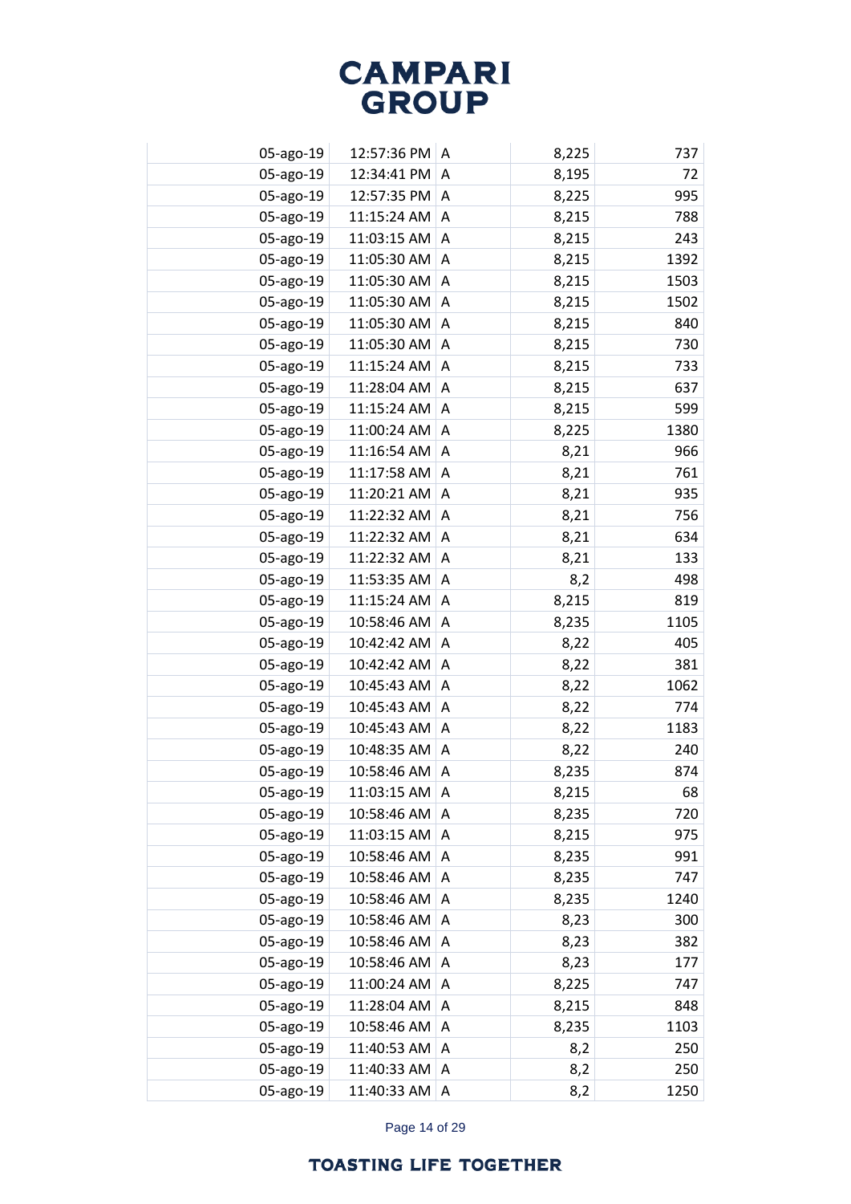| | | | | |
|---|---|---|---|---|
| 05-ago-19 | 12:57:36 PM | A | 8,225 | 737 |
| 05-ago-19 | 12:34:41 PM | A | 8,195 | 72 |
| 05-ago-19 | 12:57:35 PM | A | 8,225 | 995 |
| 05-ago-19 | 11:15:24 AM | A | 8,215 | 788 |
| 05-ago-19 | 11:03:15 AM | A | 8,215 | 243 |
| 05-ago-19 | 11:05:30 AM | A | 8,215 | 1392 |
| 05-ago-19 | 11:05:30 AM | A | 8,215 | 1503 |
| 05-ago-19 | 11:05:30 AM | A | 8,215 | 1502 |
| 05-ago-19 | 11:05:30 AM | A | 8,215 | 840 |
| 05-ago-19 | 11:05:30 AM | A | 8,215 | 730 |
| 05-ago-19 | 11:15:24 AM | A | 8,215 | 733 |
| 05-ago-19 | 11:28:04 AM | A | 8,215 | 637 |
| 05-ago-19 | 11:15:24 AM | A | 8,215 | 599 |
| 05-ago-19 | 11:00:24 AM | A | 8,225 | 1380 |
| 05-ago-19 | 11:16:54 AM | A | 8,21 | 966 |
| 05-ago-19 | 11:17:58 AM | A | 8,21 | 761 |
| 05-ago-19 | 11:20:21 AM | A | 8,21 | 935 |
| 05-ago-19 | 11:22:32 AM | A | 8,21 | 756 |
| 05-ago-19 | 11:22:32 AM | A | 8,21 | 634 |
| 05-ago-19 | 11:22:32 AM | A | 8,21 | 133 |
| 05-ago-19 | 11:53:35 AM | A | 8,2 | 498 |
| 05-ago-19 | 11:15:24 AM | A | 8,215 | 819 |
| 05-ago-19 | 10:58:46 AM | A | 8,235 | 1105 |
| 05-ago-19 | 10:42:42 AM | A | 8,22 | 405 |
| 05-ago-19 | 10:42:42 AM | A | 8,22 | 381 |
| 05-ago-19 | 10:45:43 AM | A | 8,22 | 1062 |
| 05-ago-19 | 10:45:43 AM | A | 8,22 | 774 |
| 05-ago-19 | 10:45:43 AM | A | 8,22 | 1183 |
| 05-ago-19 | 10:48:35 AM | A | 8,22 | 240 |
| 05-ago-19 | 10:58:46 AM | A | 8,235 | 874 |
| 05-ago-19 | 11:03:15 AM | A | 8,215 | 68 |
| 05-ago-19 | 10:58:46 AM | A | 8,235 | 720 |
| 05-ago-19 | 11:03:15 AM | A | 8,215 | 975 |
| 05-ago-19 | 10:58:46 AM | A | 8,235 | 991 |
| 05-ago-19 | 10:58:46 AM | A | 8,235 | 747 |
| 05-ago-19 | 10:58:46 AM | A | 8,235 | 1240 |
| 05-ago-19 | 10:58:46 AM | A | 8,23 | 300 |
| 05-ago-19 | 10:58:46 AM | A | 8,23 | 382 |
| 05-ago-19 | 10:58:46 AM | A | 8,23 | 177 |
| 05-ago-19 | 11:00:24 AM | A | 8,225 | 747 |
| 05-ago-19 | 11:28:04 AM | A | 8,215 | 848 |
| 05-ago-19 | 10:58:46 AM | A | 8,235 | 1103 |
| 05-ago-19 | 11:40:53 AM | A | 8,2 | 250 |
| 05-ago-19 | 11:40:33 AM | A | 8,2 | 250 |
| 05-ago-19 | 11:40:33 AM | A | 8,2 | 1250 |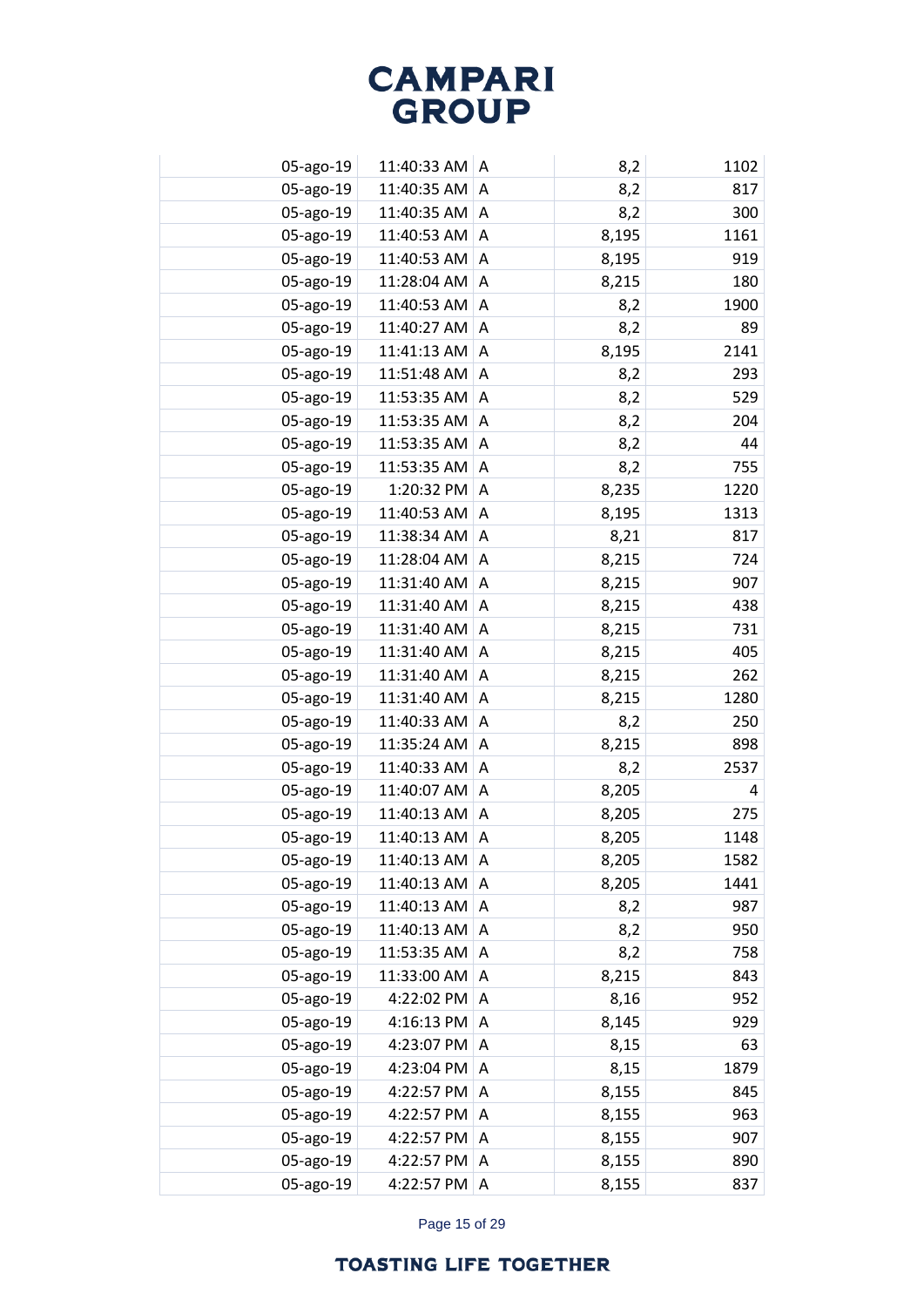| | | | | | |
|---|---|---|---|---|---|
| | 05-ago-19 | 11:40:33 AM | A | 8,2 | 1102 |
| | 05-ago-19 | 11:40:35 AM | A | 8,2 | 817 |
| | 05-ago-19 | 11:40:35 AM | A | 8,2 | 300 |
| | 05-ago-19 | 11:40:53 AM | A | 8,195 | 1161 |
| | 05-ago-19 | 11:40:53 AM | A | 8,195 | 919 |
| | 05-ago-19 | 11:28:04 AM | A | 8,215 | 180 |
| | 05-ago-19 | 11:40:53 AM | A | 8,2 | 1900 |
| | 05-ago-19 | 11:40:27 AM | A | 8,2 | 89 |
| | 05-ago-19 | 11:41:13 AM | A | 8,195 | 2141 |
| | 05-ago-19 | 11:51:48 AM | A | 8,2 | 293 |
| | 05-ago-19 | 11:53:35 AM | A | 8,2 | 529 |
| | 05-ago-19 | 11:53:35 AM | A | 8,2 | 204 |
| | 05-ago-19 | 11:53:35 AM | A | 8,2 | 44 |
| | 05-ago-19 | 11:53:35 AM | A | 8,2 | 755 |
| | 05-ago-19 | 1:20:32 PM | A | 8,235 | 1220 |
| | 05-ago-19 | 11:40:53 AM | A | 8,195 | 1313 |
| | 05-ago-19 | 11:38:34 AM | A | 8,21 | 817 |
| | 05-ago-19 | 11:28:04 AM | A | 8,215 | 724 |
| | 05-ago-19 | 11:31:40 AM | A | 8,215 | 907 |
| | 05-ago-19 | 11:31:40 AM | A | 8,215 | 438 |
| | 05-ago-19 | 11:31:40 AM | A | 8,215 | 731 |
| | 05-ago-19 | 11:31:40 AM | A | 8,215 | 405 |
| | 05-ago-19 | 11:31:40 AM | A | 8,215 | 262 |
| | 05-ago-19 | 11:31:40 AM | A | 8,215 | 1280 |
| | 05-ago-19 | 11:40:33 AM | A | 8,2 | 250 |
| | 05-ago-19 | 11:35:24 AM | A | 8,215 | 898 |
| | 05-ago-19 | 11:40:33 AM | A | 8,2 | 2537 |
| | 05-ago-19 | 11:40:07 AM | A | 8,205 | 4 |
| | 05-ago-19 | 11:40:13 AM | A | 8,205 | 275 |
| | 05-ago-19 | 11:40:13 AM | A | 8,205 | 1148 |
| | 05-ago-19 | 11:40:13 AM | A | 8,205 | 1582 |
| | 05-ago-19 | 11:40:13 AM | A | 8,205 | 1441 |
| | 05-ago-19 | 11:40:13 AM | A | 8,2 | 987 |
| | 05-ago-19 | 11:40:13 AM | A | 8,2 | 950 |
| | 05-ago-19 | 11:53:35 AM | A | 8,2 | 758 |
| | 05-ago-19 | 11:33:00 AM | A | 8,215 | 843 |
| | 05-ago-19 | 4:22:02 PM | A | 8,16 | 952 |
| | 05-ago-19 | 4:16:13 PM | A | 8,145 | 929 |
| | 05-ago-19 | 4:23:07 PM | A | 8,15 | 63 |
| | 05-ago-19 | 4:23:04 PM | A | 8,15 | 1879 |
| | 05-ago-19 | 4:22:57 PM | A | 8,155 | 845 |
| | 05-ago-19 | 4:22:57 PM | A | 8,155 | 963 |
| | 05-ago-19 | 4:22:57 PM | A | 8,155 | 907 |
| | 05-ago-19 | 4:22:57 PM | A | 8,155 | 890 |
| | 05-ago-19 | 4:22:57 PM | A | 8,155 | 837 |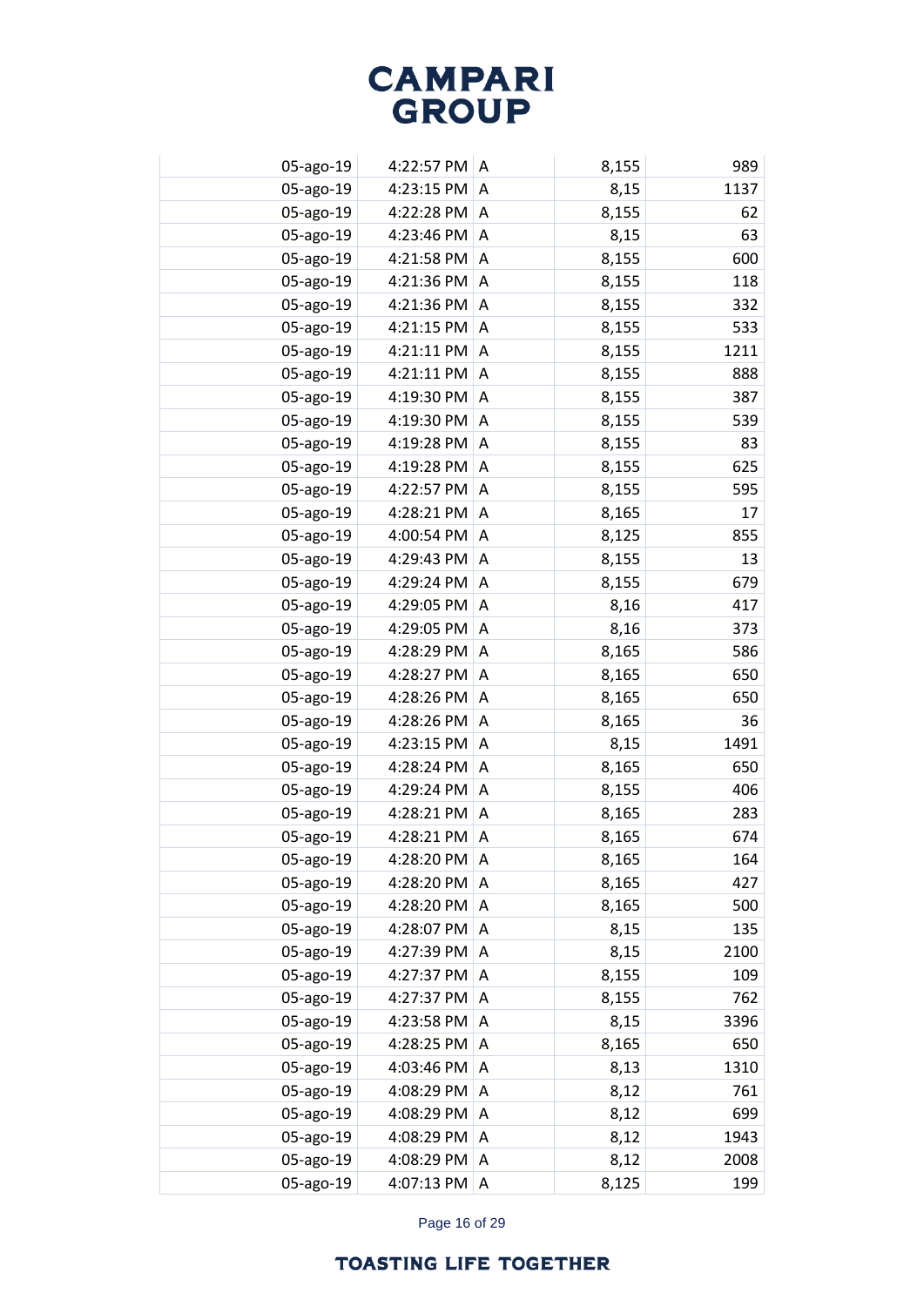|  |  |  |  |  |
|---|---|---|---|---|
| 05-ago-19 | 4:22:57 PM | A | 8,155 | 989 |
| 05-ago-19 | 4:23:15 PM | A | 8,15 | 1137 |
| 05-ago-19 | 4:22:28 PM | A | 8,155 | 62 |
| 05-ago-19 | 4:23:46 PM | A | 8,15 | 63 |
| 05-ago-19 | 4:21:58 PM | A | 8,155 | 600 |
| 05-ago-19 | 4:21:36 PM | A | 8,155 | 118 |
| 05-ago-19 | 4:21:36 PM | A | 8,155 | 332 |
| 05-ago-19 | 4:21:15 PM | A | 8,155 | 533 |
| 05-ago-19 | 4:21:11 PM | A | 8,155 | 1211 |
| 05-ago-19 | 4:21:11 PM | A | 8,155 | 888 |
| 05-ago-19 | 4:19:30 PM | A | 8,155 | 387 |
| 05-ago-19 | 4:19:30 PM | A | 8,155 | 539 |
| 05-ago-19 | 4:19:28 PM | A | 8,155 | 83 |
| 05-ago-19 | 4:19:28 PM | A | 8,155 | 625 |
| 05-ago-19 | 4:22:57 PM | A | 8,155 | 595 |
| 05-ago-19 | 4:28:21 PM | A | 8,165 | 17 |
| 05-ago-19 | 4:00:54 PM | A | 8,125 | 855 |
| 05-ago-19 | 4:29:43 PM | A | 8,155 | 13 |
| 05-ago-19 | 4:29:24 PM | A | 8,155 | 679 |
| 05-ago-19 | 4:29:05 PM | A | 8,16 | 417 |
| 05-ago-19 | 4:29:05 PM | A | 8,16 | 373 |
| 05-ago-19 | 4:28:29 PM | A | 8,165 | 586 |
| 05-ago-19 | 4:28:27 PM | A | 8,165 | 650 |
| 05-ago-19 | 4:28:26 PM | A | 8,165 | 650 |
| 05-ago-19 | 4:28:26 PM | A | 8,165 | 36 |
| 05-ago-19 | 4:23:15 PM | A | 8,15 | 1491 |
| 05-ago-19 | 4:28:24 PM | A | 8,165 | 650 |
| 05-ago-19 | 4:29:24 PM | A | 8,155 | 406 |
| 05-ago-19 | 4:28:21 PM | A | 8,165 | 283 |
| 05-ago-19 | 4:28:21 PM | A | 8,165 | 674 |
| 05-ago-19 | 4:28:20 PM | A | 8,165 | 164 |
| 05-ago-19 | 4:28:20 PM | A | 8,165 | 427 |
| 05-ago-19 | 4:28:20 PM | A | 8,165 | 500 |
| 05-ago-19 | 4:28:07 PM | A | 8,15 | 135 |
| 05-ago-19 | 4:27:39 PM | A | 8,15 | 2100 |
| 05-ago-19 | 4:27:37 PM | A | 8,155 | 109 |
| 05-ago-19 | 4:27:37 PM | A | 8,155 | 762 |
| 05-ago-19 | 4:23:58 PM | A | 8,15 | 3396 |
| 05-ago-19 | 4:28:25 PM | A | 8,165 | 650 |
| 05-ago-19 | 4:03:46 PM | A | 8,13 | 1310 |
| 05-ago-19 | 4:08:29 PM | A | 8,12 | 761 |
| 05-ago-19 | 4:08:29 PM | A | 8,12 | 699 |
| 05-ago-19 | 4:08:29 PM | A | 8,12 | 1943 |
| 05-ago-19 | 4:08:29 PM | A | 8,12 | 2008 |
| 05-ago-19 | 4:07:13 PM | A | 8,125 | 199 |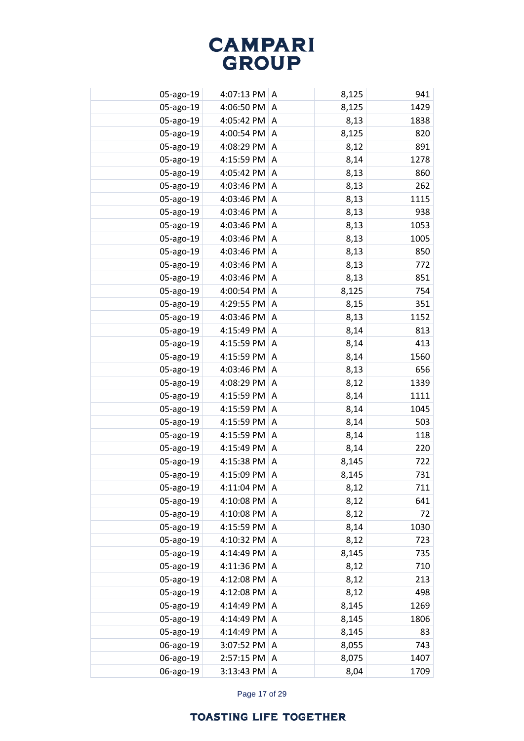| | | | | | |
|---|---|---|---|---|---|
| | 05-ago-19 | 4:07:13 PM | A | 8,125 | 941 |
| | 05-ago-19 | 4:06:50 PM | A | 8,125 | 1429 |
| | 05-ago-19 | 4:05:42 PM | A | 8,13 | 1838 |
| | 05-ago-19 | 4:00:54 PM | A | 8,125 | 820 |
| | 05-ago-19 | 4:08:29 PM | A | 8,12 | 891 |
| | 05-ago-19 | 4:15:59 PM | A | 8,14 | 1278 |
| | 05-ago-19 | 4:05:42 PM | A | 8,13 | 860 |
| | 05-ago-19 | 4:03:46 PM | A | 8,13 | 262 |
| | 05-ago-19 | 4:03:46 PM | A | 8,13 | 1115 |
| | 05-ago-19 | 4:03:46 PM | A | 8,13 | 938 |
| | 05-ago-19 | 4:03:46 PM | A | 8,13 | 1053 |
| | 05-ago-19 | 4:03:46 PM | A | 8,13 | 1005 |
| | 05-ago-19 | 4:03:46 PM | A | 8,13 | 850 |
| | 05-ago-19 | 4:03:46 PM | A | 8,13 | 772 |
| | 05-ago-19 | 4:03:46 PM | A | 8,13 | 851 |
| | 05-ago-19 | 4:00:54 PM | A | 8,125 | 754 |
| | 05-ago-19 | 4:29:55 PM | A | 8,15 | 351 |
| | 05-ago-19 | 4:03:46 PM | A | 8,13 | 1152 |
| | 05-ago-19 | 4:15:49 PM | A | 8,14 | 813 |
| | 05-ago-19 | 4:15:59 PM | A | 8,14 | 413 |
| | 05-ago-19 | 4:15:59 PM | A | 8,14 | 1560 |
| | 05-ago-19 | 4:03:46 PM | A | 8,13 | 656 |
| | 05-ago-19 | 4:08:29 PM | A | 8,12 | 1339 |
| | 05-ago-19 | 4:15:59 PM | A | 8,14 | 1111 |
| | 05-ago-19 | 4:15:59 PM | A | 8,14 | 1045 |
| | 05-ago-19 | 4:15:59 PM | A | 8,14 | 503 |
| | 05-ago-19 | 4:15:59 PM | A | 8,14 | 118 |
| | 05-ago-19 | 4:15:49 PM | A | 8,14 | 220 |
| | 05-ago-19 | 4:15:38 PM | A | 8,145 | 722 |
| | 05-ago-19 | 4:15:09 PM | A | 8,145 | 731 |
| | 05-ago-19 | 4:11:04 PM | A | 8,12 | 711 |
| | 05-ago-19 | 4:10:08 PM | A | 8,12 | 641 |
| | 05-ago-19 | 4:10:08 PM | A | 8,12 | 72 |
| | 05-ago-19 | 4:15:59 PM | A | 8,14 | 1030 |
| | 05-ago-19 | 4:10:32 PM | A | 8,12 | 723 |
| | 05-ago-19 | 4:14:49 PM | A | 8,145 | 735 |
| | 05-ago-19 | 4:11:36 PM | A | 8,12 | 710 |
| | 05-ago-19 | 4:12:08 PM | A | 8,12 | 213 |
| | 05-ago-19 | 4:12:08 PM | A | 8,12 | 498 |
| | 05-ago-19 | 4:14:49 PM | A | 8,145 | 1269 |
| | 05-ago-19 | 4:14:49 PM | A | 8,145 | 1806 |
| | 05-ago-19 | 4:14:49 PM | A | 8,145 | 83 |
| | 06-ago-19 | 3:07:52 PM | A | 8,055 | 743 |
| | 06-ago-19 | 2:57:15 PM | A | 8,075 | 1407 |
| | 06-ago-19 | 3:13:43 PM | A | 8,04 | 1709 |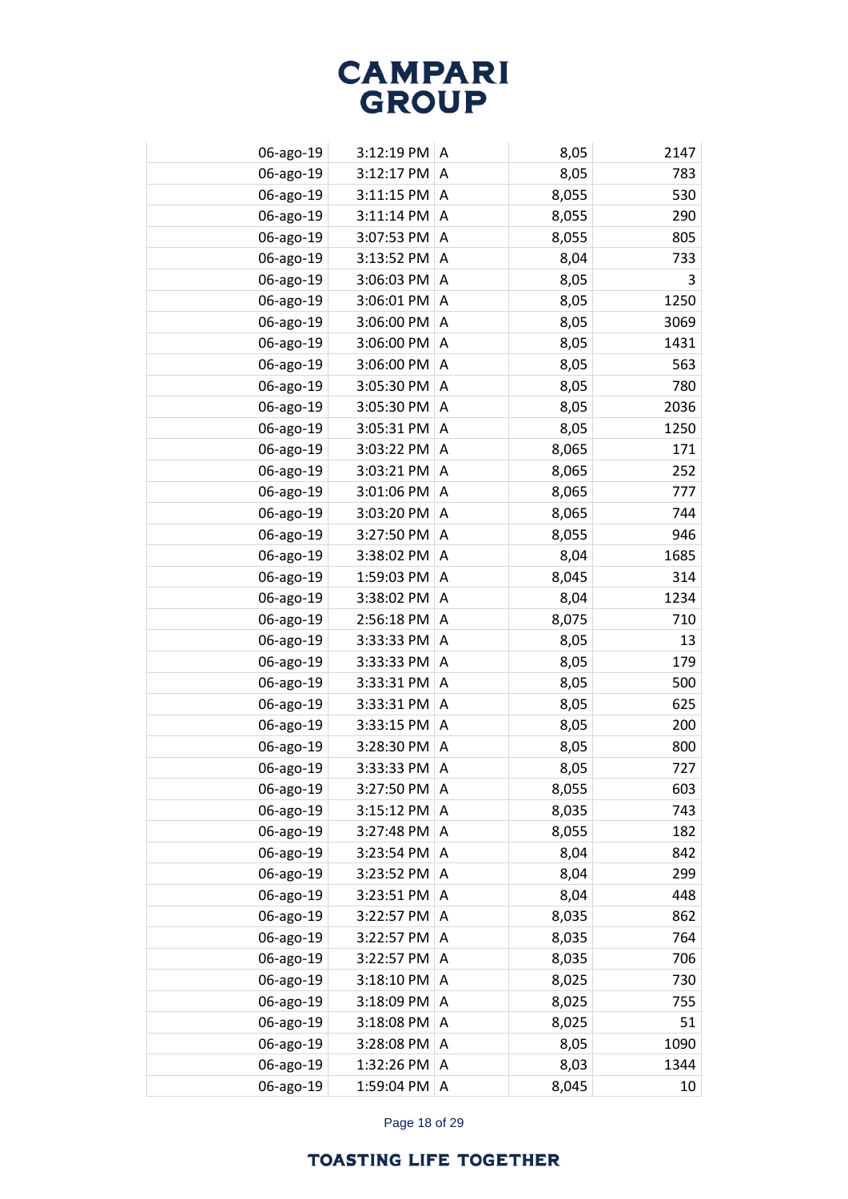| | | | | |
|---|---|---|---|---|
| 06-ago-19 | 3:12:19 PM | A | 8,05 | 2147 |
| 06-ago-19 | 3:12:17 PM | A | 8,05 | 783 |
| 06-ago-19 | 3:11:15 PM | A | 8,055 | 530 |
| 06-ago-19 | 3:11:14 PM | A | 8,055 | 290 |
| 06-ago-19 | 3:07:53 PM | A | 8,055 | 805 |
| 06-ago-19 | 3:13:52 PM | A | 8,04 | 733 |
| 06-ago-19 | 3:06:03 PM | A | 8,05 | 3 |
| 06-ago-19 | 3:06:01 PM | A | 8,05 | 1250 |
| 06-ago-19 | 3:06:00 PM | A | 8,05 | 3069 |
| 06-ago-19 | 3:06:00 PM | A | 8,05 | 1431 |
| 06-ago-19 | 3:06:00 PM | A | 8,05 | 563 |
| 06-ago-19 | 3:05:30 PM | A | 8,05 | 780 |
| 06-ago-19 | 3:05:30 PM | A | 8,05 | 2036 |
| 06-ago-19 | 3:05:31 PM | A | 8,05 | 1250 |
| 06-ago-19 | 3:03:22 PM | A | 8,065 | 171 |
| 06-ago-19 | 3:03:21 PM | A | 8,065 | 252 |
| 06-ago-19 | 3:01:06 PM | A | 8,065 | 777 |
| 06-ago-19 | 3:03:20 PM | A | 8,065 | 744 |
| 06-ago-19 | 3:27:50 PM | A | 8,055 | 946 |
| 06-ago-19 | 3:38:02 PM | A | 8,04 | 1685 |
| 06-ago-19 | 1:59:03 PM | A | 8,045 | 314 |
| 06-ago-19 | 3:38:02 PM | A | 8,04 | 1234 |
| 06-ago-19 | 2:56:18 PM | A | 8,075 | 710 |
| 06-ago-19 | 3:33:33 PM | A | 8,05 | 13 |
| 06-ago-19 | 3:33:33 PM | A | 8,05 | 179 |
| 06-ago-19 | 3:33:31 PM | A | 8,05 | 500 |
| 06-ago-19 | 3:33:31 PM | A | 8,05 | 625 |
| 06-ago-19 | 3:33:15 PM | A | 8,05 | 200 |
| 06-ago-19 | 3:28:30 PM | A | 8,05 | 800 |
| 06-ago-19 | 3:33:33 PM | A | 8,05 | 727 |
| 06-ago-19 | 3:27:50 PM | A | 8,055 | 603 |
| 06-ago-19 | 3:15:12 PM | A | 8,035 | 743 |
| 06-ago-19 | 3:27:48 PM | A | 8,055 | 182 |
| 06-ago-19 | 3:23:54 PM | A | 8,04 | 842 |
| 06-ago-19 | 3:23:52 PM | A | 8,04 | 299 |
| 06-ago-19 | 3:23:51 PM | A | 8,04 | 448 |
| 06-ago-19 | 3:22:57 PM | A | 8,035 | 862 |
| 06-ago-19 | 3:22:57 PM | A | 8,035 | 764 |
| 06-ago-19 | 3:22:57 PM | A | 8,035 | 706 |
| 06-ago-19 | 3:18:10 PM | A | 8,025 | 730 |
| 06-ago-19 | 3:18:09 PM | A | 8,025 | 755 |
| 06-ago-19 | 3:18:08 PM | A | 8,025 | 51 |
| 06-ago-19 | 3:28:08 PM | A | 8,05 | 1090 |
| 06-ago-19 | 1:32:26 PM | A | 8,03 | 1344 |
| 06-ago-19 | 1:59:04 PM | A | 8,045 | 10 |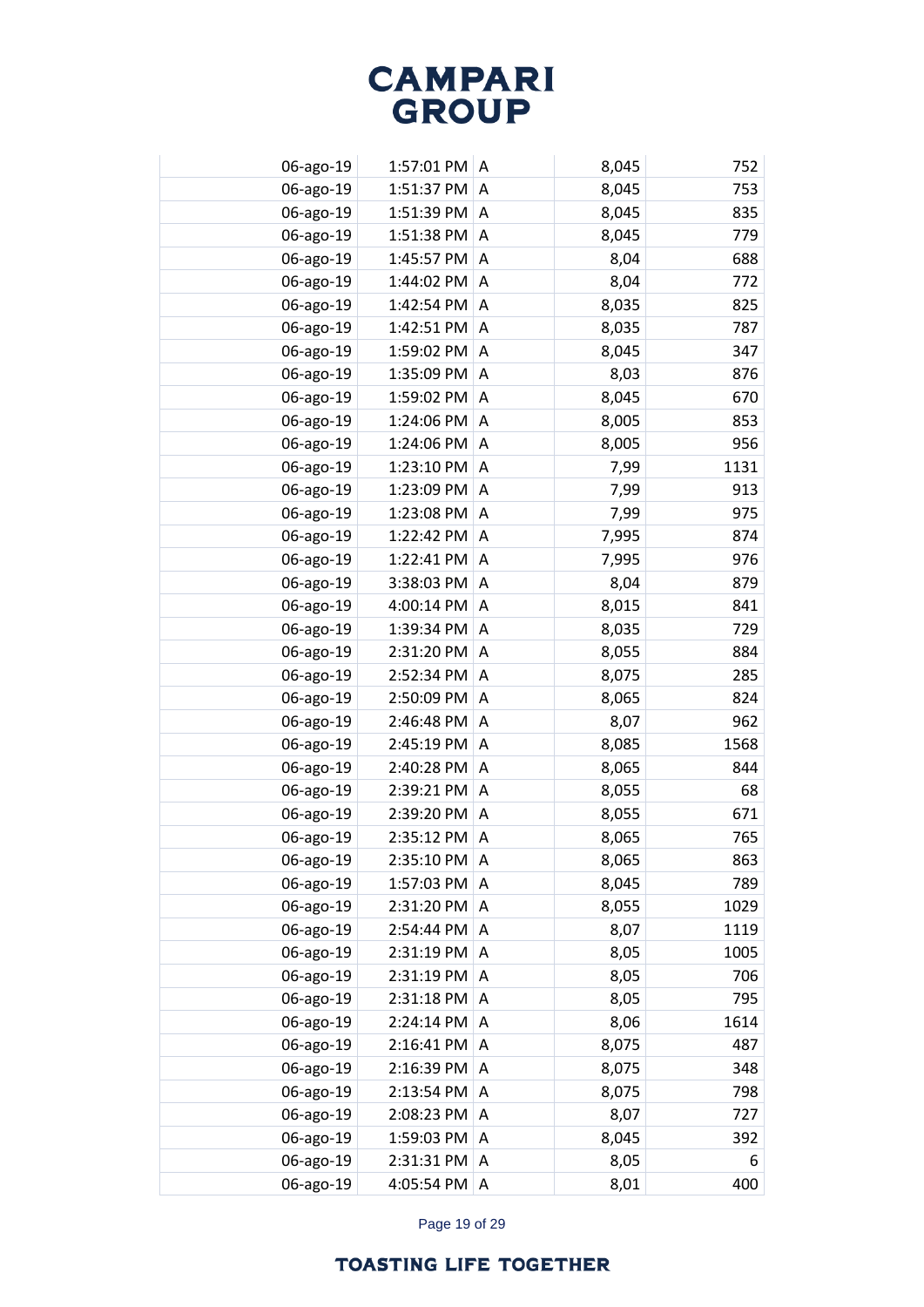| | | | | |
|---|---|---|---|---|
| 06-ago-19 | 1:57:01 PM | A | 8,045 | 752 |
| 06-ago-19 | 1:51:37 PM | A | 8,045 | 753 |
| 06-ago-19 | 1:51:39 PM | A | 8,045 | 835 |
| 06-ago-19 | 1:51:38 PM | A | 8,045 | 779 |
| 06-ago-19 | 1:45:57 PM | A | 8,04 | 688 |
| 06-ago-19 | 1:44:02 PM | A | 8,04 | 772 |
| 06-ago-19 | 1:42:54 PM | A | 8,035 | 825 |
| 06-ago-19 | 1:42:51 PM | A | 8,035 | 787 |
| 06-ago-19 | 1:59:02 PM | A | 8,045 | 347 |
| 06-ago-19 | 1:35:09 PM | A | 8,03 | 876 |
| 06-ago-19 | 1:59:02 PM | A | 8,045 | 670 |
| 06-ago-19 | 1:24:06 PM | A | 8,005 | 853 |
| 06-ago-19 | 1:24:06 PM | A | 8,005 | 956 |
| 06-ago-19 | 1:23:10 PM | A | 7,99 | 1131 |
| 06-ago-19 | 1:23:09 PM | A | 7,99 | 913 |
| 06-ago-19 | 1:23:08 PM | A | 7,99 | 975 |
| 06-ago-19 | 1:22:42 PM | A | 7,995 | 874 |
| 06-ago-19 | 1:22:41 PM | A | 7,995 | 976 |
| 06-ago-19 | 3:38:03 PM | A | 8,04 | 879 |
| 06-ago-19 | 4:00:14 PM | A | 8,015 | 841 |
| 06-ago-19 | 1:39:34 PM | A | 8,035 | 729 |
| 06-ago-19 | 2:31:20 PM | A | 8,055 | 884 |
| 06-ago-19 | 2:52:34 PM | A | 8,075 | 285 |
| 06-ago-19 | 2:50:09 PM | A | 8,065 | 824 |
| 06-ago-19 | 2:46:48 PM | A | 8,07 | 962 |
| 06-ago-19 | 2:45:19 PM | A | 8,085 | 1568 |
| 06-ago-19 | 2:40:28 PM | A | 8,065 | 844 |
| 06-ago-19 | 2:39:21 PM | A | 8,055 | 68 |
| 06-ago-19 | 2:39:20 PM | A | 8,055 | 671 |
| 06-ago-19 | 2:35:12 PM | A | 8,065 | 765 |
| 06-ago-19 | 2:35:10 PM | A | 8,065 | 863 |
| 06-ago-19 | 1:57:03 PM | A | 8,045 | 789 |
| 06-ago-19 | 2:31:20 PM | A | 8,055 | 1029 |
| 06-ago-19 | 2:54:44 PM | A | 8,07 | 1119 |
| 06-ago-19 | 2:31:19 PM | A | 8,05 | 1005 |
| 06-ago-19 | 2:31:19 PM | A | 8,05 | 706 |
| 06-ago-19 | 2:31:18 PM | A | 8,05 | 795 |
| 06-ago-19 | 2:24:14 PM | A | 8,06 | 1614 |
| 06-ago-19 | 2:16:41 PM | A | 8,075 | 487 |
| 06-ago-19 | 2:16:39 PM | A | 8,075 | 348 |
| 06-ago-19 | 2:13:54 PM | A | 8,075 | 798 |
| 06-ago-19 | 2:08:23 PM | A | 8,07 | 727 |
| 06-ago-19 | 1:59:03 PM | A | 8,045 | 392 |
| 06-ago-19 | 2:31:31 PM | A | 8,05 | 6 |
| 06-ago-19 | 4:05:54 PM | A | 8,01 | 400 |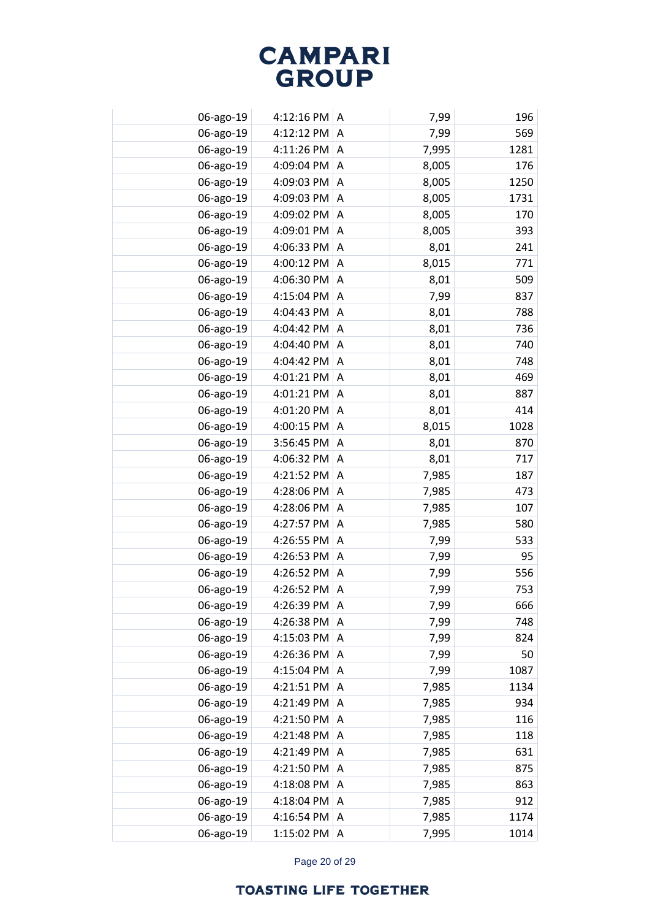| | | | | |
|---|---|---|---|---|
| 06-ago-19 | 4:12:16 PM | A | 7,99 | 196 |
| 06-ago-19 | 4:12:12 PM | A | 7,99 | 569 |
| 06-ago-19 | 4:11:26 PM | A | 7,995 | 1281 |
| 06-ago-19 | 4:09:04 PM | A | 8,005 | 176 |
| 06-ago-19 | 4:09:03 PM | A | 8,005 | 1250 |
| 06-ago-19 | 4:09:03 PM | A | 8,005 | 1731 |
| 06-ago-19 | 4:09:02 PM | A | 8,005 | 170 |
| 06-ago-19 | 4:09:01 PM | A | 8,005 | 393 |
| 06-ago-19 | 4:06:33 PM | A | 8,01 | 241 |
| 06-ago-19 | 4:00:12 PM | A | 8,015 | 771 |
| 06-ago-19 | 4:06:30 PM | A | 8,01 | 509 |
| 06-ago-19 | 4:15:04 PM | A | 7,99 | 837 |
| 06-ago-19 | 4:04:43 PM | A | 8,01 | 788 |
| 06-ago-19 | 4:04:42 PM | A | 8,01 | 736 |
| 06-ago-19 | 4:04:40 PM | A | 8,01 | 740 |
| 06-ago-19 | 4:04:42 PM | A | 8,01 | 748 |
| 06-ago-19 | 4:01:21 PM | A | 8,01 | 469 |
| 06-ago-19 | 4:01:21 PM | A | 8,01 | 887 |
| 06-ago-19 | 4:01:20 PM | A | 8,01 | 414 |
| 06-ago-19 | 4:00:15 PM | A | 8,015 | 1028 |
| 06-ago-19 | 3:56:45 PM | A | 8,01 | 870 |
| 06-ago-19 | 4:06:32 PM | A | 8,01 | 717 |
| 06-ago-19 | 4:21:52 PM | A | 7,985 | 187 |
| 06-ago-19 | 4:28:06 PM | A | 7,985 | 473 |
| 06-ago-19 | 4:28:06 PM | A | 7,985 | 107 |
| 06-ago-19 | 4:27:57 PM | A | 7,985 | 580 |
| 06-ago-19 | 4:26:55 PM | A | 7,99 | 533 |
| 06-ago-19 | 4:26:53 PM | A | 7,99 | 95 |
| 06-ago-19 | 4:26:52 PM | A | 7,99 | 556 |
| 06-ago-19 | 4:26:52 PM | A | 7,99 | 753 |
| 06-ago-19 | 4:26:39 PM | A | 7,99 | 666 |
| 06-ago-19 | 4:26:38 PM | A | 7,99 | 748 |
| 06-ago-19 | 4:15:03 PM | A | 7,99 | 824 |
| 06-ago-19 | 4:26:36 PM | A | 7,99 | 50 |
| 06-ago-19 | 4:15:04 PM | A | 7,99 | 1087 |
| 06-ago-19 | 4:21:51 PM | A | 7,985 | 1134 |
| 06-ago-19 | 4:21:49 PM | A | 7,985 | 934 |
| 06-ago-19 | 4:21:50 PM | A | 7,985 | 116 |
| 06-ago-19 | 4:21:48 PM | A | 7,985 | 118 |
| 06-ago-19 | 4:21:49 PM | A | 7,985 | 631 |
| 06-ago-19 | 4:21:50 PM | A | 7,985 | 875 |
| 06-ago-19 | 4:18:08 PM | A | 7,985 | 863 |
| 06-ago-19 | 4:18:04 PM | A | 7,985 | 912 |
| 06-ago-19 | 4:16:54 PM | A | 7,985 | 1174 |
| 06-ago-19 | 1:15:02 PM | A | 7,995 | 1014 |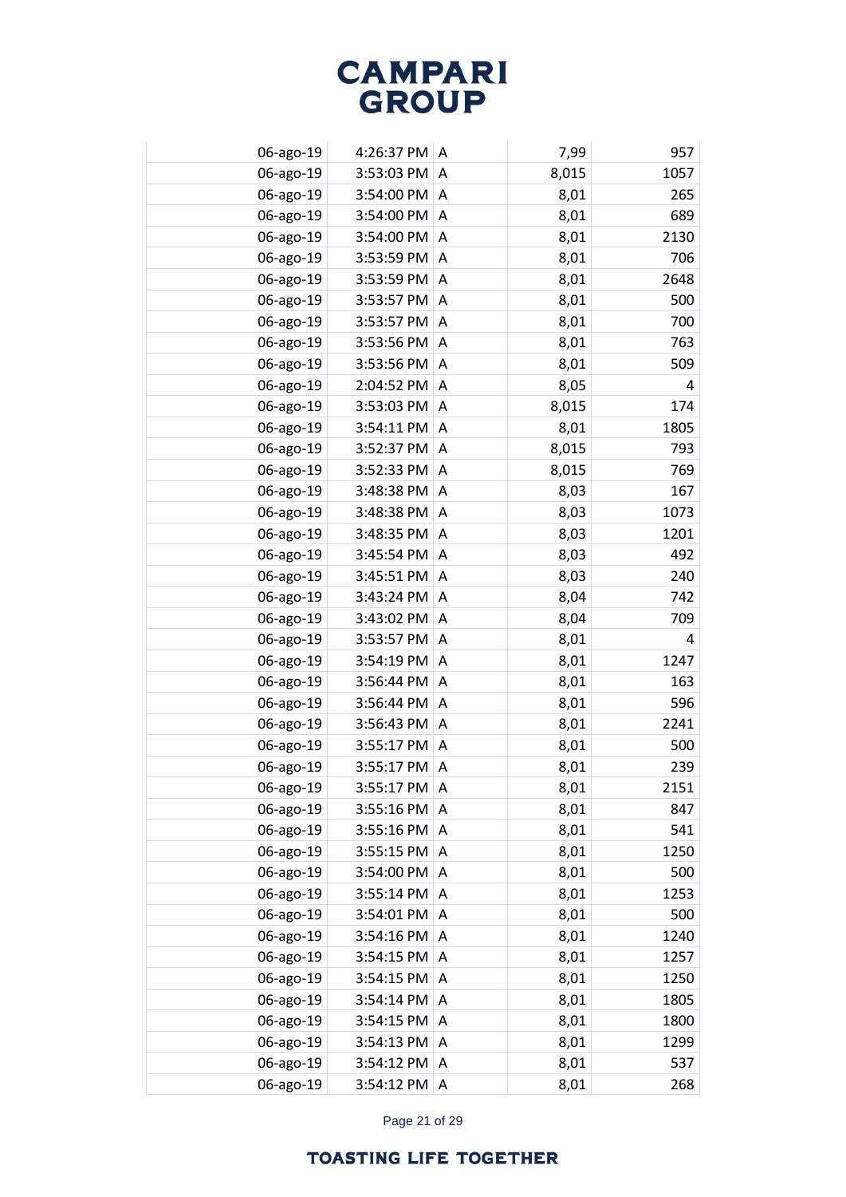| | | | | |
|---|---|---|---|---|
| 06-ago-19 | 4:26:37 PM | A | 7,99 | 957 |
| 06-ago-19 | 3:53:03 PM | A | 8,015 | 1057 |
| 06-ago-19 | 3:54:00 PM | A | 8,01 | 265 |
| 06-ago-19 | 3:54:00 PM | A | 8,01 | 689 |
| 06-ago-19 | 3:54:00 PM | A | 8,01 | 2130 |
| 06-ago-19 | 3:53:59 PM | A | 8,01 | 706 |
| 06-ago-19 | 3:53:59 PM | A | 8,01 | 2648 |
| 06-ago-19 | 3:53:57 PM | A | 8,01 | 500 |
| 06-ago-19 | 3:53:57 PM | A | 8,01 | 700 |
| 06-ago-19 | 3:53:56 PM | A | 8,01 | 763 |
| 06-ago-19 | 3:53:56 PM | A | 8,01 | 509 |
| 06-ago-19 | 2:04:52 PM | A | 8,05 | 4 |
| 06-ago-19 | 3:53:03 PM | A | 8,015 | 174 |
| 06-ago-19 | 3:54:11 PM | A | 8,01 | 1805 |
| 06-ago-19 | 3:52:37 PM | A | 8,015 | 793 |
| 06-ago-19 | 3:52:33 PM | A | 8,015 | 769 |
| 06-ago-19 | 3:48:38 PM | A | 8,03 | 167 |
| 06-ago-19 | 3:48:38 PM | A | 8,03 | 1073 |
| 06-ago-19 | 3:48:35 PM | A | 8,03 | 1201 |
| 06-ago-19 | 3:45:54 PM | A | 8,03 | 492 |
| 06-ago-19 | 3:45:51 PM | A | 8,03 | 240 |
| 06-ago-19 | 3:43:24 PM | A | 8,04 | 742 |
| 06-ago-19 | 3:43:02 PM | A | 8,04 | 709 |
| 06-ago-19 | 3:53:57 PM | A | 8,01 | 4 |
| 06-ago-19 | 3:54:19 PM | A | 8,01 | 1247 |
| 06-ago-19 | 3:56:44 PM | A | 8,01 | 163 |
| 06-ago-19 | 3:56:44 PM | A | 8,01 | 596 |
| 06-ago-19 | 3:56:43 PM | A | 8,01 | 2241 |
| 06-ago-19 | 3:55:17 PM | A | 8,01 | 500 |
| 06-ago-19 | 3:55:17 PM | A | 8,01 | 239 |
| 06-ago-19 | 3:55:17 PM | A | 8,01 | 2151 |
| 06-ago-19 | 3:55:16 PM | A | 8,01 | 847 |
| 06-ago-19 | 3:55:16 PM | A | 8,01 | 541 |
| 06-ago-19 | 3:55:15 PM | A | 8,01 | 1250 |
| 06-ago-19 | 3:54:00 PM | A | 8,01 | 500 |
| 06-ago-19 | 3:55:14 PM | A | 8,01 | 1253 |
| 06-ago-19 | 3:54:01 PM | A | 8,01 | 500 |
| 06-ago-19 | 3:54:16 PM | A | 8,01 | 1240 |
| 06-ago-19 | 3:54:15 PM | A | 8,01 | 1257 |
| 06-ago-19 | 3:54:15 PM | A | 8,01 | 1250 |
| 06-ago-19 | 3:54:14 PM | A | 8,01 | 1805 |
| 06-ago-19 | 3:54:15 PM | A | 8,01 | 1800 |
| 06-ago-19 | 3:54:13 PM | A | 8,01 | 1299 |
| 06-ago-19 | 3:54:12 PM | A | 8,01 | 537 |
| 06-ago-19 | 3:54:12 PM | A | 8,01 | 268 |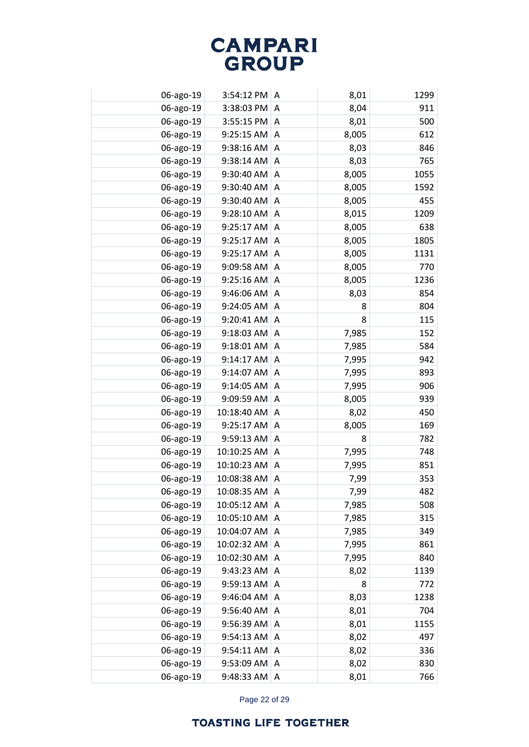| | | | | |
|---|---|---|---|---|
| 06-ago-19 | 3:54:12 PM | A | 8,01 | 1299 |
| 06-ago-19 | 3:38:03 PM | A | 8,04 | 911 |
| 06-ago-19 | 3:55:15 PM | A | 8,01 | 500 |
| 06-ago-19 | 9:25:15 AM | A | 8,005 | 612 |
| 06-ago-19 | 9:38:16 AM | A | 8,03 | 846 |
| 06-ago-19 | 9:38:14 AM | A | 8,03 | 765 |
| 06-ago-19 | 9:30:40 AM | A | 8,005 | 1055 |
| 06-ago-19 | 9:30:40 AM | A | 8,005 | 1592 |
| 06-ago-19 | 9:30:40 AM | A | 8,005 | 455 |
| 06-ago-19 | 9:28:10 AM | A | 8,015 | 1209 |
| 06-ago-19 | 9:25:17 AM | A | 8,005 | 638 |
| 06-ago-19 | 9:25:17 AM | A | 8,005 | 1805 |
| 06-ago-19 | 9:25:17 AM | A | 8,005 | 1131 |
| 06-ago-19 | 9:09:58 AM | A | 8,005 | 770 |
| 06-ago-19 | 9:25:16 AM | A | 8,005 | 1236 |
| 06-ago-19 | 9:46:06 AM | A | 8,03 | 854 |
| 06-ago-19 | 9:24:05 AM | A | 8 | 804 |
| 06-ago-19 | 9:20:41 AM | A | 8 | 115 |
| 06-ago-19 | 9:18:03 AM | A | 7,985 | 152 |
| 06-ago-19 | 9:18:01 AM | A | 7,985 | 584 |
| 06-ago-19 | 9:14:17 AM | A | 7,995 | 942 |
| 06-ago-19 | 9:14:07 AM | A | 7,995 | 893 |
| 06-ago-19 | 9:14:05 AM | A | 7,995 | 906 |
| 06-ago-19 | 9:09:59 AM | A | 8,005 | 939 |
| 06-ago-19 | 10:18:40 AM | A | 8,02 | 450 |
| 06-ago-19 | 9:25:17 AM | A | 8,005 | 169 |
| 06-ago-19 | 9:59:13 AM | A | 8 | 782 |
| 06-ago-19 | 10:10:25 AM | A | 7,995 | 748 |
| 06-ago-19 | 10:10:23 AM | A | 7,995 | 851 |
| 06-ago-19 | 10:08:38 AM | A | 7,99 | 353 |
| 06-ago-19 | 10:08:35 AM | A | 7,99 | 482 |
| 06-ago-19 | 10:05:12 AM | A | 7,985 | 508 |
| 06-ago-19 | 10:05:10 AM | A | 7,985 | 315 |
| 06-ago-19 | 10:04:07 AM | A | 7,985 | 349 |
| 06-ago-19 | 10:02:32 AM | A | 7,995 | 861 |
| 06-ago-19 | 10:02:30 AM | A | 7,995 | 840 |
| 06-ago-19 | 9:43:23 AM | A | 8,02 | 1139 |
| 06-ago-19 | 9:59:13 AM | A | 8 | 772 |
| 06-ago-19 | 9:46:04 AM | A | 8,03 | 1238 |
| 06-ago-19 | 9:56:40 AM | A | 8,01 | 704 |
| 06-ago-19 | 9:56:39 AM | A | 8,01 | 1155 |
| 06-ago-19 | 9:54:13 AM | A | 8,02 | 497 |
| 06-ago-19 | 9:54:11 AM | A | 8,02 | 336 |
| 06-ago-19 | 9:53:09 AM | A | 8,02 | 830 |
| 06-ago-19 | 9:48:33 AM | A | 8,01 | 766 |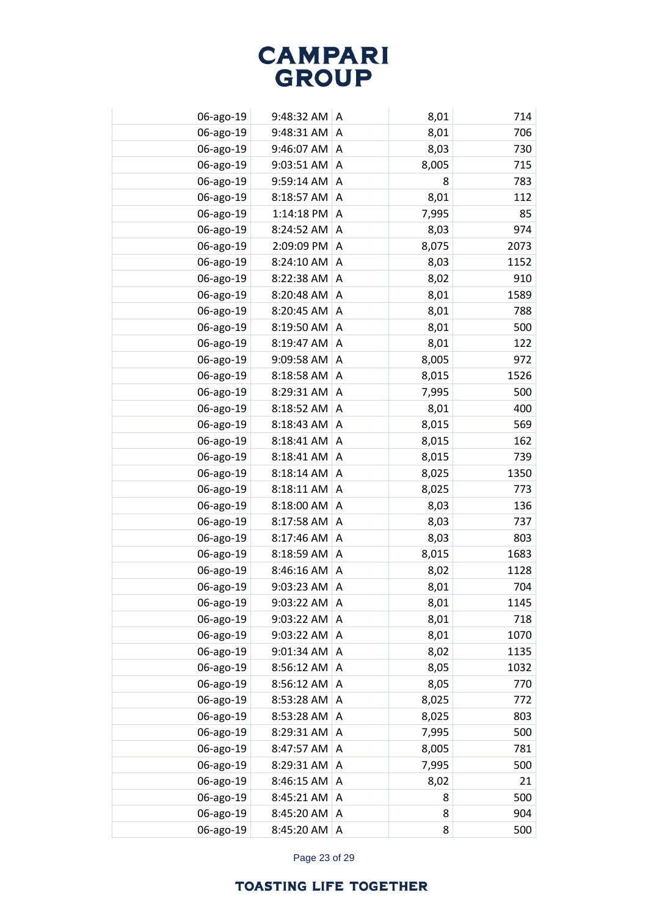# CAMPARI GROUP

| | | | | |
|---|---|---|---|---|
| 06-ago-19 | 9:48:32 AM | A | 8,01 | 714 |
| 06-ago-19 | 9:48:31 AM | A | 8,01 | 706 |
| 06-ago-19 | 9:46:07 AM | A | 8,03 | 730 |
| 06-ago-19 | 9:03:51 AM | A | 8,005 | 715 |
| 06-ago-19 | 9:59:14 AM | A | 8 | 783 |
| 06-ago-19 | 8:18:57 AM | A | 8,01 | 112 |
| 06-ago-19 | 1:14:18 PM | A | 7,995 | 85 |
| 06-ago-19 | 8:24:52 AM | A | 8,03 | 974 |
| 06-ago-19 | 2:09:09 PM | A | 8,075 | 2073 |
| 06-ago-19 | 8:24:10 AM | A | 8,03 | 1152 |
| 06-ago-19 | 8:22:38 AM | A | 8,02 | 910 |
| 06-ago-19 | 8:20:48 AM | A | 8,01 | 1589 |
| 06-ago-19 | 8:20:45 AM | A | 8,01 | 788 |
| 06-ago-19 | 8:19:50 AM | A | 8,01 | 500 |
| 06-ago-19 | 8:19:47 AM | A | 8,01 | 122 |
| 06-ago-19 | 9:09:58 AM | A | 8,005 | 972 |
| 06-ago-19 | 8:18:58 AM | A | 8,015 | 1526 |
| 06-ago-19 | 8:29:31 AM | A | 7,995 | 500 |
| 06-ago-19 | 8:18:52 AM | A | 8,01 | 400 |
| 06-ago-19 | 8:18:43 AM | A | 8,015 | 569 |
| 06-ago-19 | 8:18:41 AM | A | 8,015 | 162 |
| 06-ago-19 | 8:18:41 AM | A | 8,015 | 739 |
| 06-ago-19 | 8:18:14 AM | A | 8,025 | 1350 |
| 06-ago-19 | 8:18:11 AM | A | 8,025 | 773 |
| 06-ago-19 | 8:18:00 AM | A | 8,03 | 136 |
| 06-ago-19 | 8:17:58 AM | A | 8,03 | 737 |
| 06-ago-19 | 8:17:46 AM | A | 8,03 | 803 |
| 06-ago-19 | 8:18:59 AM | A | 8,015 | 1683 |
| 06-ago-19 | 8:46:16 AM | A | 8,02 | 1128 |
| 06-ago-19 | 9:03:23 AM | A | 8,01 | 704 |
| 06-ago-19 | 9:03:22 AM | A | 8,01 | 1145 |
| 06-ago-19 | 9:03:22 AM | A | 8,01 | 718 |
| 06-ago-19 | 9:03:22 AM | A | 8,01 | 1070 |
| 06-ago-19 | 9:01:34 AM | A | 8,02 | 1135 |
| 06-ago-19 | 8:56:12 AM | A | 8,05 | 1032 |
| 06-ago-19 | 8:56:12 AM | A | 8,05 | 770 |
| 06-ago-19 | 8:53:28 AM | A | 8,025 | 772 |
| 06-ago-19 | 8:53:28 AM | A | 8,025 | 803 |
| 06-ago-19 | 8:29:31 AM | A | 7,995 | 500 |
| 06-ago-19 | 8:47:57 AM | A | 8,005 | 781 |
| 06-ago-19 | 8:29:31 AM | A | 7,995 | 500 |
| 06-ago-19 | 8:46:15 AM | A | 8,02 | 21 |
| 06-ago-19 | 8:45:21 AM | A | 8 | 500 |
| 06-ago-19 | 8:45:20 AM | A | 8 | 904 |
| 06-ago-19 | 8:45:20 AM | A | 8 | 500 |

TOASTING LIFE TOGETHER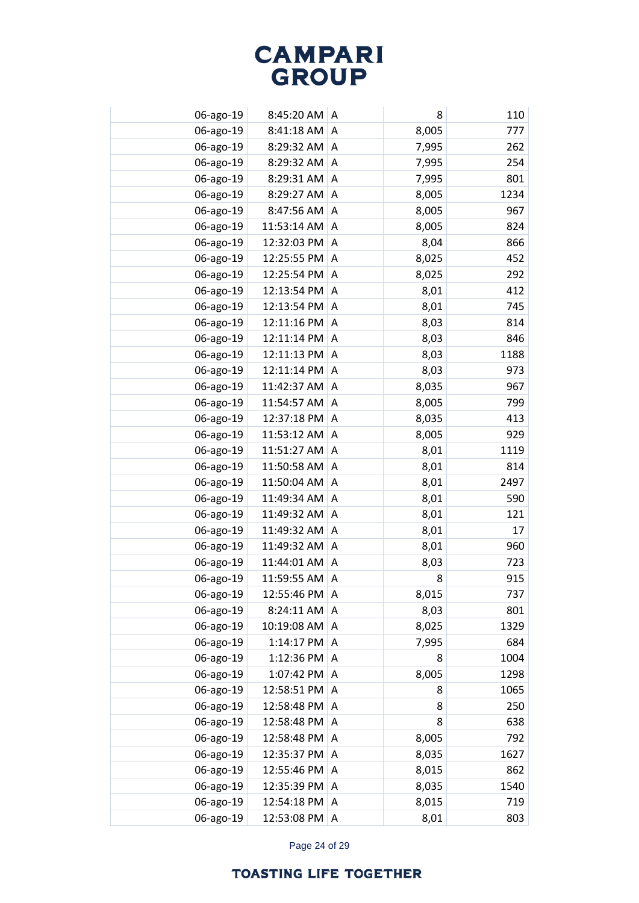| | | | | |
|---|---|---|---|---|
| 06-ago-19 | 8:45:20 AM | A | 8 | 110 |
| 06-ago-19 | 8:41:18 AM | A | 8,005 | 777 |
| 06-ago-19 | 8:29:32 AM | A | 7,995 | 262 |
| 06-ago-19 | 8:29:32 AM | A | 7,995 | 254 |
| 06-ago-19 | 8:29:31 AM | A | 7,995 | 801 |
| 06-ago-19 | 8:29:27 AM | A | 8,005 | 1234 |
| 06-ago-19 | 8:47:56 AM | A | 8,005 | 967 |
| 06-ago-19 | 11:53:14 AM | A | 8,005 | 824 |
| 06-ago-19 | 12:32:03 PM | A | 8,04 | 866 |
| 06-ago-19 | 12:25:55 PM | A | 8,025 | 452 |
| 06-ago-19 | 12:25:54 PM | A | 8,025 | 292 |
| 06-ago-19 | 12:13:54 PM | A | 8,01 | 412 |
| 06-ago-19 | 12:13:54 PM | A | 8,01 | 745 |
| 06-ago-19 | 12:11:16 PM | A | 8,03 | 814 |
| 06-ago-19 | 12:11:14 PM | A | 8,03 | 846 |
| 06-ago-19 | 12:11:13 PM | A | 8,03 | 1188 |
| 06-ago-19 | 12:11:14 PM | A | 8,03 | 973 |
| 06-ago-19 | 11:42:37 AM | A | 8,035 | 967 |
| 06-ago-19 | 11:54:57 AM | A | 8,005 | 799 |
| 06-ago-19 | 12:37:18 PM | A | 8,035 | 413 |
| 06-ago-19 | 11:53:12 AM | A | 8,005 | 929 |
| 06-ago-19 | 11:51:27 AM | A | 8,01 | 1119 |
| 06-ago-19 | 11:50:58 AM | A | 8,01 | 814 |
| 06-ago-19 | 11:50:04 AM | A | 8,01 | 2497 |
| 06-ago-19 | 11:49:34 AM | A | 8,01 | 590 |
| 06-ago-19 | 11:49:32 AM | A | 8,01 | 121 |
| 06-ago-19 | 11:49:32 AM | A | 8,01 | 17 |
| 06-ago-19 | 11:49:32 AM | A | 8,01 | 960 |
| 06-ago-19 | 11:44:01 AM | A | 8,03 | 723 |
| 06-ago-19 | 11:59:55 AM | A | 8 | 915 |
| 06-ago-19 | 12:55:46 PM | A | 8,015 | 737 |
| 06-ago-19 | 8:24:11 AM | A | 8,03 | 801 |
| 06-ago-19 | 10:19:08 AM | A | 8,025 | 1329 |
| 06-ago-19 | 1:14:17 PM | A | 7,995 | 684 |
| 06-ago-19 | 1:12:36 PM | A | 8 | 1004 |
| 06-ago-19 | 1:07:42 PM | A | 8,005 | 1298 |
| 06-ago-19 | 12:58:51 PM | A | 8 | 1065 |
| 06-ago-19 | 12:58:48 PM | A | 8 | 250 |
| 06-ago-19 | 12:58:48 PM | A | 8 | 638 |
| 06-ago-19 | 12:58:48 PM | A | 8,005 | 792 |
| 06-ago-19 | 12:35:37 PM | A | 8,035 | 1627 |
| 06-ago-19 | 12:55:46 PM | A | 8,015 | 862 |
| 06-ago-19 | 12:35:39 PM | A | 8,035 | 1540 |
| 06-ago-19 | 12:54:18 PM | A | 8,015 | 719 |
| 06-ago-19 | 12:53:08 PM | A | 8,01 | 803 |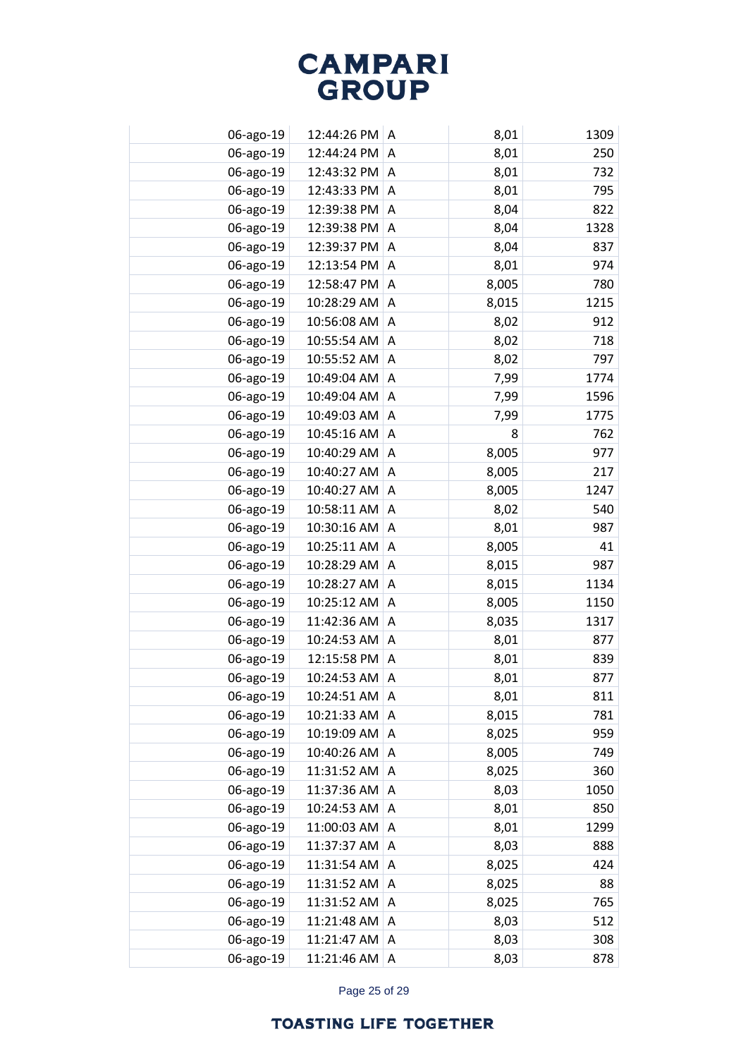| | | | | |
|---|---|---|---|---|
| 06-ago-19 | 12:44:26 PM | A | 8,01 | 1309 |
| 06-ago-19 | 12:44:24 PM | A | 8,01 | 250 |
| 06-ago-19 | 12:43:32 PM | A | 8,01 | 732 |
| 06-ago-19 | 12:43:33 PM | A | 8,01 | 795 |
| 06-ago-19 | 12:39:38 PM | A | 8,04 | 822 |
| 06-ago-19 | 12:39:38 PM | A | 8,04 | 1328 |
| 06-ago-19 | 12:39:37 PM | A | 8,04 | 837 |
| 06-ago-19 | 12:13:54 PM | A | 8,01 | 974 |
| 06-ago-19 | 12:58:47 PM | A | 8,005 | 780 |
| 06-ago-19 | 10:28:29 AM | A | 8,015 | 1215 |
| 06-ago-19 | 10:56:08 AM | A | 8,02 | 912 |
| 06-ago-19 | 10:55:54 AM | A | 8,02 | 718 |
| 06-ago-19 | 10:55:52 AM | A | 8,02 | 797 |
| 06-ago-19 | 10:49:04 AM | A | 7,99 | 1774 |
| 06-ago-19 | 10:49:04 AM | A | 7,99 | 1596 |
| 06-ago-19 | 10:49:03 AM | A | 7,99 | 1775 |
| 06-ago-19 | 10:45:16 AM | A | 8 | 762 |
| 06-ago-19 | 10:40:29 AM | A | 8,005 | 977 |
| 06-ago-19 | 10:40:27 AM | A | 8,005 | 217 |
| 06-ago-19 | 10:40:27 AM | A | 8,005 | 1247 |
| 06-ago-19 | 10:58:11 AM | A | 8,02 | 540 |
| 06-ago-19 | 10:30:16 AM | A | 8,01 | 987 |
| 06-ago-19 | 10:25:11 AM | A | 8,005 | 41 |
| 06-ago-19 | 10:28:29 AM | A | 8,015 | 987 |
| 06-ago-19 | 10:28:27 AM | A | 8,015 | 1134 |
| 06-ago-19 | 10:25:12 AM | A | 8,005 | 1150 |
| 06-ago-19 | 11:42:36 AM | A | 8,035 | 1317 |
| 06-ago-19 | 10:24:53 AM | A | 8,01 | 877 |
| 06-ago-19 | 12:15:58 PM | A | 8,01 | 839 |
| 06-ago-19 | 10:24:53 AM | A | 8,01 | 877 |
| 06-ago-19 | 10:24:51 AM | A | 8,01 | 811 |
| 06-ago-19 | 10:21:33 AM | A | 8,015 | 781 |
| 06-ago-19 | 10:19:09 AM | A | 8,025 | 959 |
| 06-ago-19 | 10:40:26 AM | A | 8,005 | 749 |
| 06-ago-19 | 11:31:52 AM | A | 8,025 | 360 |
| 06-ago-19 | 11:37:36 AM | A | 8,03 | 1050 |
| 06-ago-19 | 10:24:53 AM | A | 8,01 | 850 |
| 06-ago-19 | 11:00:03 AM | A | 8,01 | 1299 |
| 06-ago-19 | 11:37:37 AM | A | 8,03 | 888 |
| 06-ago-19 | 11:31:54 AM | A | 8,025 | 424 |
| 06-ago-19 | 11:31:52 AM | A | 8,025 | 88 |
| 06-ago-19 | 11:31:52 AM | A | 8,025 | 765 |
| 06-ago-19 | 11:21:48 AM | A | 8,03 | 512 |
| 06-ago-19 | 11:21:47 AM | A | 8,03 | 308 |
| 06-ago-19 | 11:21:46 AM | A | 8,03 | 878 |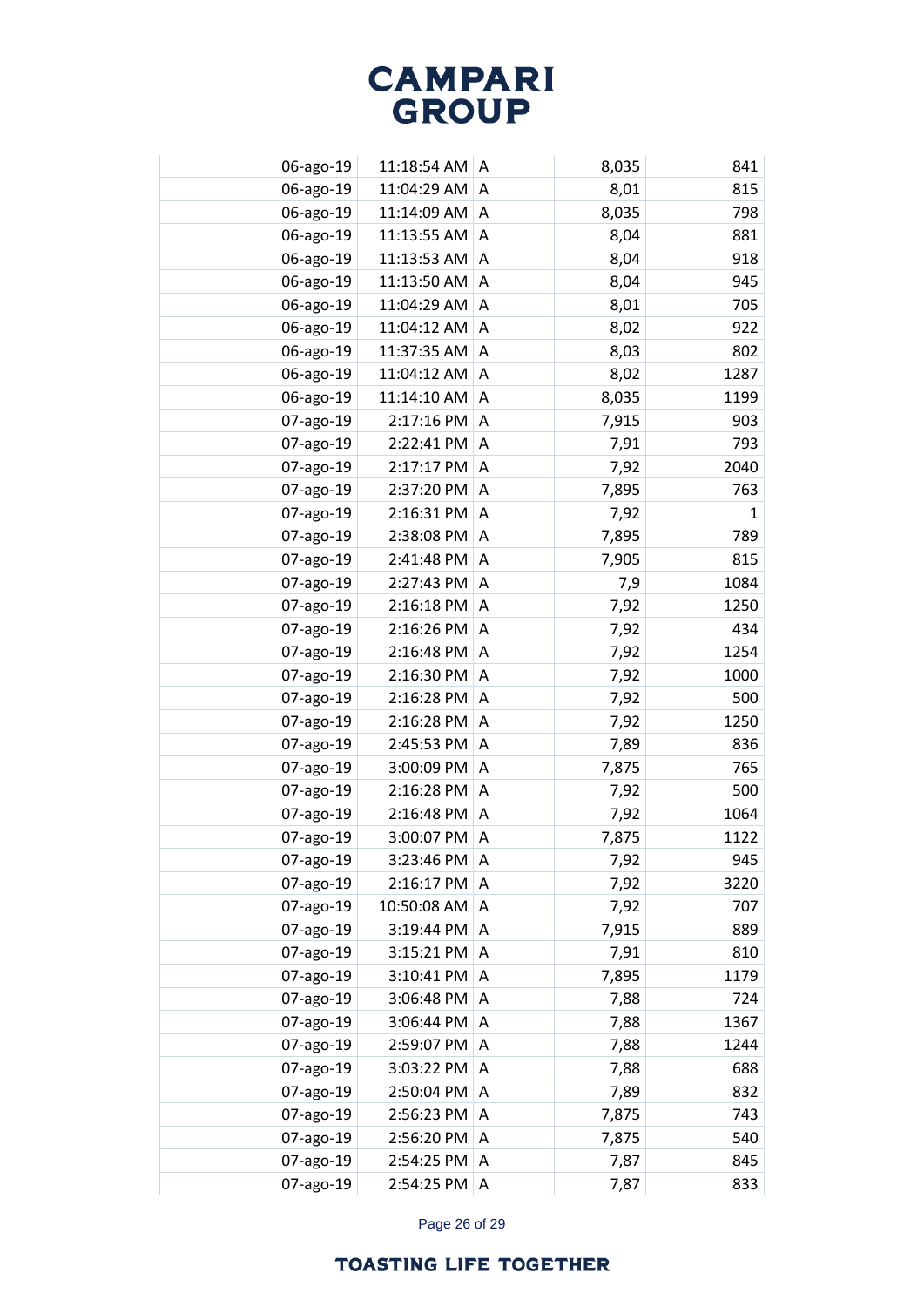| | | | | | |
|---|---|---|---|---|---|
| | 06-ago-19 | 11:18:54 AM | A | 8,035 | 841 |
| | 06-ago-19 | 11:04:29 AM | A | 8,01 | 815 |
| | 06-ago-19 | 11:14:09 AM | A | 8,035 | 798 |
| | 06-ago-19 | 11:13:55 AM | A | 8,04 | 881 |
| | 06-ago-19 | 11:13:53 AM | A | 8,04 | 918 |
| | 06-ago-19 | 11:13:50 AM | A | 8,04 | 945 |
| | 06-ago-19 | 11:04:29 AM | A | 8,01 | 705 |
| | 06-ago-19 | 11:04:12 AM | A | 8,02 | 922 |
| | 06-ago-19 | 11:37:35 AM | A | 8,03 | 802 |
| | 06-ago-19 | 11:04:12 AM | A | 8,02 | 1287 |
| | 06-ago-19 | 11:14:10 AM | A | 8,035 | 1199 |
| | 07-ago-19 | 2:17:16 PM | A | 7,915 | 903 |
| | 07-ago-19 | 2:22:41 PM | A | 7,91 | 793 |
| | 07-ago-19 | 2:17:17 PM | A | 7,92 | 2040 |
| | 07-ago-19 | 2:37:20 PM | A | 7,895 | 763 |
| | 07-ago-19 | 2:16:31 PM | A | 7,92 | 1 |
| | 07-ago-19 | 2:38:08 PM | A | 7,895 | 789 |
| | 07-ago-19 | 2:41:48 PM | A | 7,905 | 815 |
| | 07-ago-19 | 2:27:43 PM | A | 7,9 | 1084 |
| | 07-ago-19 | 2:16:18 PM | A | 7,92 | 1250 |
| | 07-ago-19 | 2:16:26 PM | A | 7,92 | 434 |
| | 07-ago-19 | 2:16:48 PM | A | 7,92 | 1254 |
| | 07-ago-19 | 2:16:30 PM | A | 7,92 | 1000 |
| | 07-ago-19 | 2:16:28 PM | A | 7,92 | 500 |
| | 07-ago-19 | 2:16:28 PM | A | 7,92 | 1250 |
| | 07-ago-19 | 2:45:53 PM | A | 7,89 | 836 |
| | 07-ago-19 | 3:00:09 PM | A | 7,875 | 765 |
| | 07-ago-19 | 2:16:28 PM | A | 7,92 | 500 |
| | 07-ago-19 | 2:16:48 PM | A | 7,92 | 1064 |
| | 07-ago-19 | 3:00:07 PM | A | 7,875 | 1122 |
| | 07-ago-19 | 3:23:46 PM | A | 7,92 | 945 |
| | 07-ago-19 | 2:16:17 PM | A | 7,92 | 3220 |
| | 07-ago-19 | 10:50:08 AM | A | 7,92 | 707 |
| | 07-ago-19 | 3:19:44 PM | A | 7,915 | 889 |
| | 07-ago-19 | 3:15:21 PM | A | 7,91 | 810 |
| | 07-ago-19 | 3:10:41 PM | A | 7,895 | 1179 |
| | 07-ago-19 | 3:06:48 PM | A | 7,88 | 724 |
| | 07-ago-19 | 3:06:44 PM | A | 7,88 | 1367 |
| | 07-ago-19 | 2:59:07 PM | A | 7,88 | 1244 |
| | 07-ago-19 | 3:03:22 PM | A | 7,88 | 688 |
| | 07-ago-19 | 2:50:04 PM | A | 7,89 | 832 |
| | 07-ago-19 | 2:56:23 PM | A | 7,875 | 743 |
| | 07-ago-19 | 2:56:20 PM | A | 7,875 | 540 |
| | 07-ago-19 | 2:54:25 PM | A | 7,87 | 845 |
| | 07-ago-19 | 2:54:25 PM | A | 7,87 | 833 |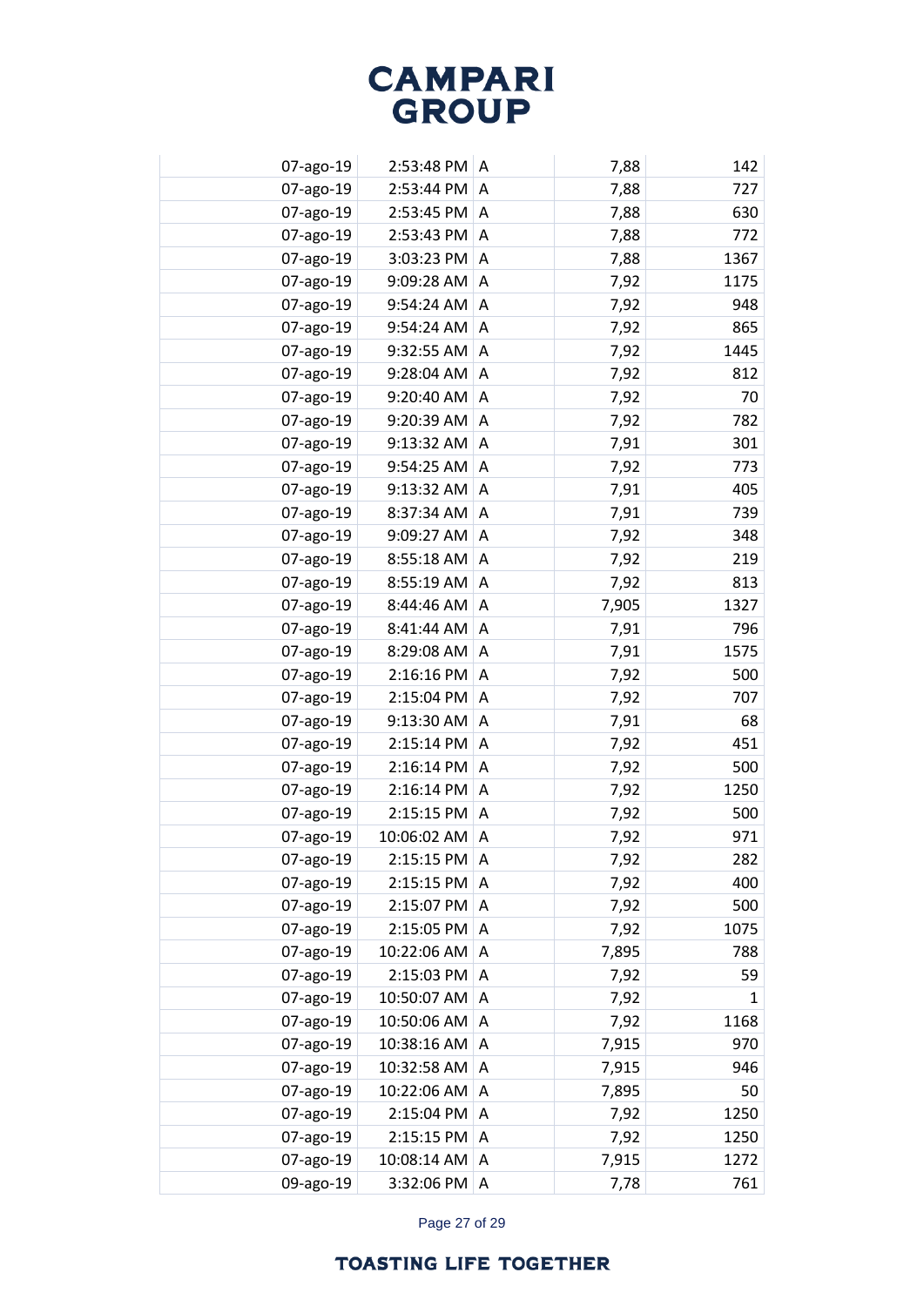# CAMPARI GROUP

| | | | | | |
|---|---|---|---|---|---|
| | 07-ago-19 | 2:53:48 PM | A | 7,88 | 142 |
| | 07-ago-19 | 2:53:44 PM | A | 7,88 | 727 |
| | 07-ago-19 | 2:53:45 PM | A | 7,88 | 630 |
| | 07-ago-19 | 2:53:43 PM | A | 7,88 | 772 |
| | 07-ago-19 | 3:03:23 PM | A | 7,88 | 1367 |
| | 07-ago-19 | 9:09:28 AM | A | 7,92 | 1175 |
| | 07-ago-19 | 9:54:24 AM | A | 7,92 | 948 |
| | 07-ago-19 | 9:54:24 AM | A | 7,92 | 865 |
| | 07-ago-19 | 9:32:55 AM | A | 7,92 | 1445 |
| | 07-ago-19 | 9:28:04 AM | A | 7,92 | 812 |
| | 07-ago-19 | 9:20:40 AM | A | 7,92 | 70 |
| | 07-ago-19 | 9:20:39 AM | A | 7,92 | 782 |
| | 07-ago-19 | 9:13:32 AM | A | 7,91 | 301 |
| | 07-ago-19 | 9:54:25 AM | A | 7,92 | 773 |
| | 07-ago-19 | 9:13:32 AM | A | 7,91 | 405 |
| | 07-ago-19 | 8:37:34 AM | A | 7,91 | 739 |
| | 07-ago-19 | 9:09:27 AM | A | 7,92 | 348 |
| | 07-ago-19 | 8:55:18 AM | A | 7,92 | 219 |
| | 07-ago-19 | 8:55:19 AM | A | 7,92 | 813 |
| | 07-ago-19 | 8:44:46 AM | A | 7,905 | 1327 |
| | 07-ago-19 | 8:41:44 AM | A | 7,91 | 796 |
| | 07-ago-19 | 8:29:08 AM | A | 7,91 | 1575 |
| | 07-ago-19 | 2:16:16 PM | A | 7,92 | 500 |
| | 07-ago-19 | 2:15:04 PM | A | 7,92 | 707 |
| | 07-ago-19 | 9:13:30 AM | A | 7,91 | 68 |
| | 07-ago-19 | 2:15:14 PM | A | 7,92 | 451 |
| | 07-ago-19 | 2:16:14 PM | A | 7,92 | 500 |
| | 07-ago-19 | 2:16:14 PM | A | 7,92 | 1250 |
| | 07-ago-19 | 2:15:15 PM | A | 7,92 | 500 |
| | 07-ago-19 | 10:06:02 AM | A | 7,92 | 971 |
| | 07-ago-19 | 2:15:15 PM | A | 7,92 | 282 |
| | 07-ago-19 | 2:15:15 PM | A | 7,92 | 400 |
| | 07-ago-19 | 2:15:07 PM | A | 7,92 | 500 |
| | 07-ago-19 | 2:15:05 PM | A | 7,92 | 1075 |
| | 07-ago-19 | 10:22:06 AM | A | 7,895 | 788 |
| | 07-ago-19 | 2:15:03 PM | A | 7,92 | 59 |
| | 07-ago-19 | 10:50:07 AM | A | 7,92 | 1 |
| | 07-ago-19 | 10:50:06 AM | A | 7,92 | 1168 |
| | 07-ago-19 | 10:38:16 AM | A | 7,915 | 970 |
| | 07-ago-19 | 10:32:58 AM | A | 7,915 | 946 |
| | 07-ago-19 | 10:22:06 AM | A | 7,895 | 50 |
| | 07-ago-19 | 2:15:04 PM | A | 7,92 | 1250 |
| | 07-ago-19 | 2:15:15 PM | A | 7,92 | 1250 |
| | 07-ago-19 | 10:08:14 AM | A | 7,915 | 1272 |
| | 09-ago-19 | 3:32:06 PM | A | 7,78 | 761 |

TOASTING LIFE TOGETHER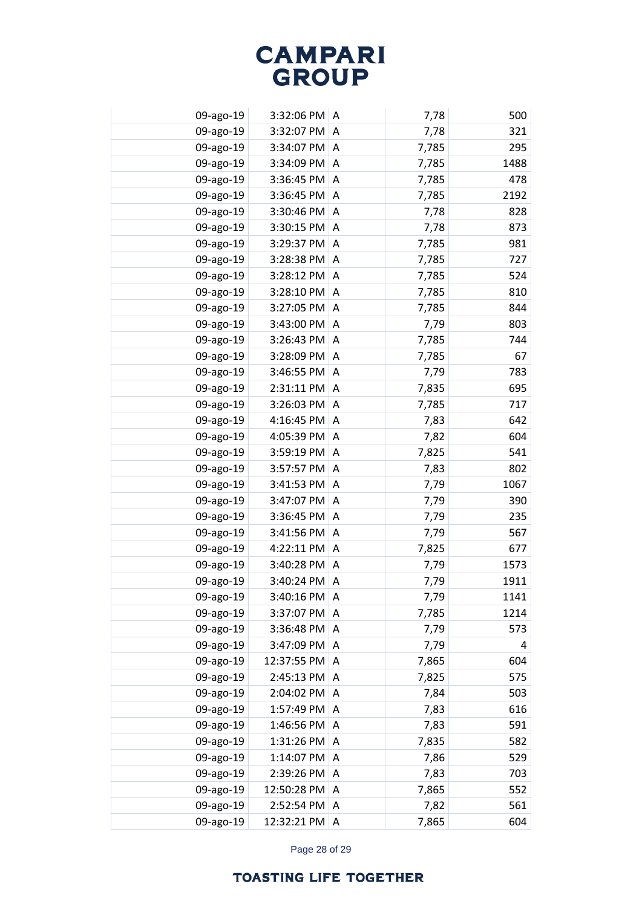# CAMPARI GROUP

| | | | | | |
|---|---|---|---|---|---|
| | 09-ago-19 | 3:32:06 PM | A | 7,78 | 500 |
| | 09-ago-19 | 3:32:07 PM | A | 7,78 | 321 |
| | 09-ago-19 | 3:34:07 PM | A | 7,785 | 295 |
| | 09-ago-19 | 3:34:09 PM | A | 7,785 | 1488 |
| | 09-ago-19 | 3:36:45 PM | A | 7,785 | 478 |
| | 09-ago-19 | 3:36:45 PM | A | 7,785 | 2192 |
| | 09-ago-19 | 3:30:46 PM | A | 7,78 | 828 |
| | 09-ago-19 | 3:30:15 PM | A | 7,78 | 873 |
| | 09-ago-19 | 3:29:37 PM | A | 7,785 | 981 |
| | 09-ago-19 | 3:28:38 PM | A | 7,785 | 727 |
| | 09-ago-19 | 3:28:12 PM | A | 7,785 | 524 |
| | 09-ago-19 | 3:28:10 PM | A | 7,785 | 810 |
| | 09-ago-19 | 3:27:05 PM | A | 7,785 | 844 |
| | 09-ago-19 | 3:43:00 PM | A | 7,79 | 803 |
| | 09-ago-19 | 3:26:43 PM | A | 7,785 | 744 |
| | 09-ago-19 | 3:28:09 PM | A | 7,785 | 67 |
| | 09-ago-19 | 3:46:55 PM | A | 7,79 | 783 |
| | 09-ago-19 | 2:31:11 PM | A | 7,835 | 695 |
| | 09-ago-19 | 3:26:03 PM | A | 7,785 | 717 |
| | 09-ago-19 | 4:16:45 PM | A | 7,83 | 642 |
| | 09-ago-19 | 4:05:39 PM | A | 7,82 | 604 |
| | 09-ago-19 | 3:59:19 PM | A | 7,825 | 541 |
| | 09-ago-19 | 3:57:57 PM | A | 7,83 | 802 |
| | 09-ago-19 | 3:41:53 PM | A | 7,79 | 1067 |
| | 09-ago-19 | 3:47:07 PM | A | 7,79 | 390 |
| | 09-ago-19 | 3:36:45 PM | A | 7,79 | 235 |
| | 09-ago-19 | 3:41:56 PM | A | 7,79 | 567 |
| | 09-ago-19 | 4:22:11 PM | A | 7,825 | 677 |
| | 09-ago-19 | 3:40:28 PM | A | 7,79 | 1573 |
| | 09-ago-19 | 3:40:24 PM | A | 7,79 | 1911 |
| | 09-ago-19 | 3:40:16 PM | A | 7,79 | 1141 |
| | 09-ago-19 | 3:37:07 PM | A | 7,785 | 1214 |
| | 09-ago-19 | 3:36:48 PM | A | 7,79 | 573 |
| | 09-ago-19 | 3:47:09 PM | A | 7,79 | 4 |
| | 09-ago-19 | 12:37:55 PM | A | 7,865 | 604 |
| | 09-ago-19 | 2:45:13 PM | A | 7,825 | 575 |
| | 09-ago-19 | 2:04:02 PM | A | 7,84 | 503 |
| | 09-ago-19 | 1:57:49 PM | A | 7,83 | 616 |
| | 09-ago-19 | 1:46:56 PM | A | 7,83 | 591 |
| | 09-ago-19 | 1:31:26 PM | A | 7,835 | 582 |
| | 09-ago-19 | 1:14:07 PM | A | 7,86 | 529 |
| | 09-ago-19 | 2:39:26 PM | A | 7,83 | 703 |
| | 09-ago-19 | 12:50:28 PM | A | 7,865 | 552 |
| | 09-ago-19 | 2:52:54 PM | A | 7,82 | 561 |
| | 09-ago-19 | 12:32:21 PM | A | 7,865 | 604 |

TOASTING LIFE TOGETHER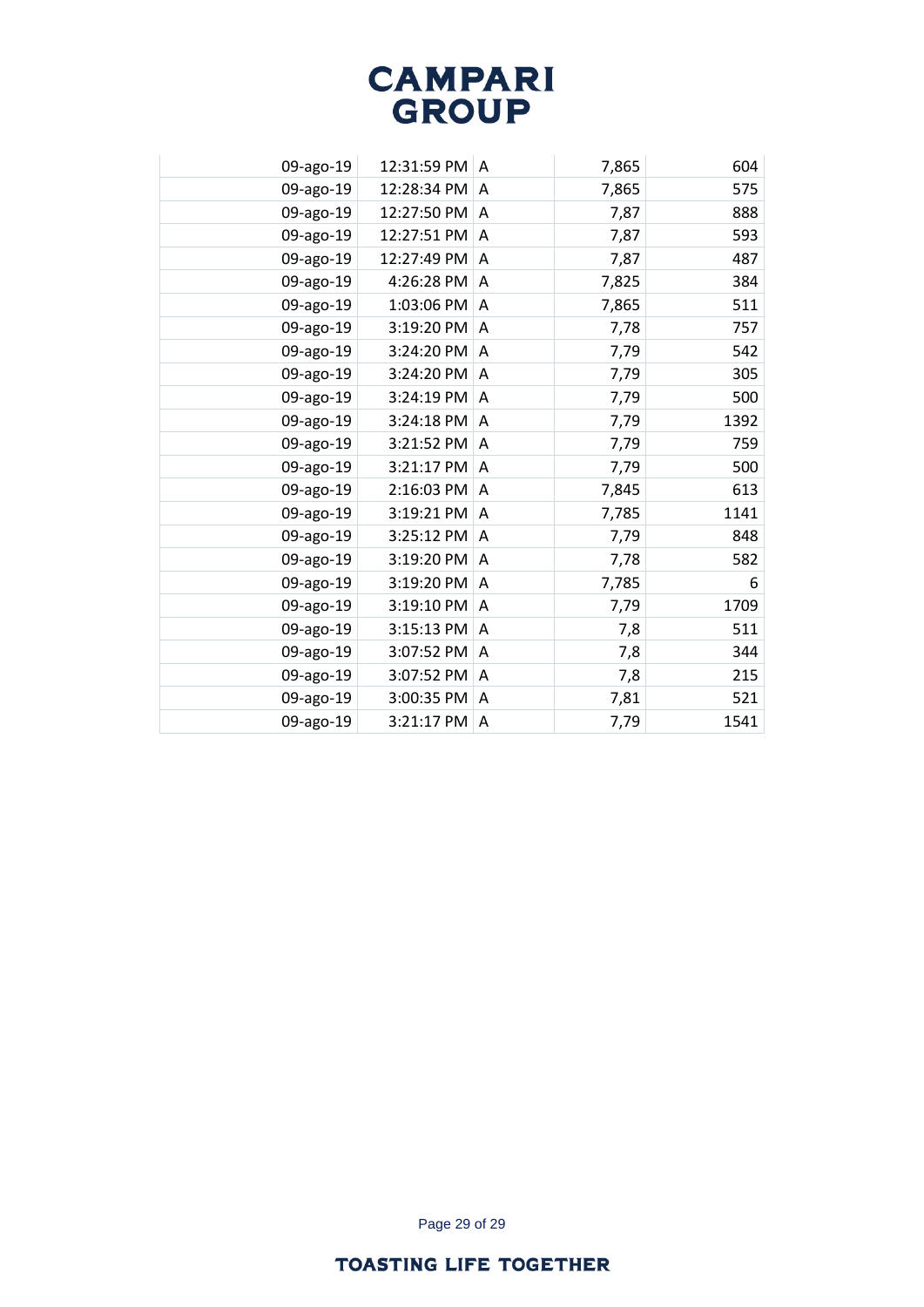| | | | | |
|---|---|---|---|---|
| 09-ago-19 | 12:31:59 PM | A | 7,865 | 604 |
| 09-ago-19 | 12:28:34 PM | A | 7,865 | 575 |
| 09-ago-19 | 12:27:50 PM | A | 7,87 | 888 |
| 09-ago-19 | 12:27:51 PM | A | 7,87 | 593 |
| 09-ago-19 | 12:27:49 PM | A | 7,87 | 487 |
| 09-ago-19 | 4:26:28 PM | A | 7,825 | 384 |
| 09-ago-19 | 1:03:06 PM | A | 7,865 | 511 |
| 09-ago-19 | 3:19:20 PM | A | 7,78 | 757 |
| 09-ago-19 | 3:24:20 PM | A | 7,79 | 542 |
| 09-ago-19 | 3:24:20 PM | A | 7,79 | 305 |
| 09-ago-19 | 3:24:19 PM | A | 7,79 | 500 |
| 09-ago-19 | 3:24:18 PM | A | 7,79 | 1392 |
| 09-ago-19 | 3:21:52 PM | A | 7,79 | 759 |
| 09-ago-19 | 3:21:17 PM | A | 7,79 | 500 |
| 09-ago-19 | 2:16:03 PM | A | 7,845 | 613 |
| 09-ago-19 | 3:19:21 PM | A | 7,785 | 1141 |
| 09-ago-19 | 3:25:12 PM | A | 7,79 | 848 |
| 09-ago-19 | 3:19:20 PM | A | 7,78 | 582 |
| 09-ago-19 | 3:19:20 PM | A | 7,785 | 6 |
| 09-ago-19 | 3:19:10 PM | A | 7,79 | 1709 |
| 09-ago-19 | 3:15:13 PM | A | 7,8 | 511 |
| 09-ago-19 | 3:07:52 PM | A | 7,8 | 344 |
| 09-ago-19 | 3:07:52 PM | A | 7,8 | 215 |
| 09-ago-19 | 3:00:35 PM | A | 7,81 | 521 |
| 09-ago-19 | 3:21:17 PM | A | 7,79 | 1541 |